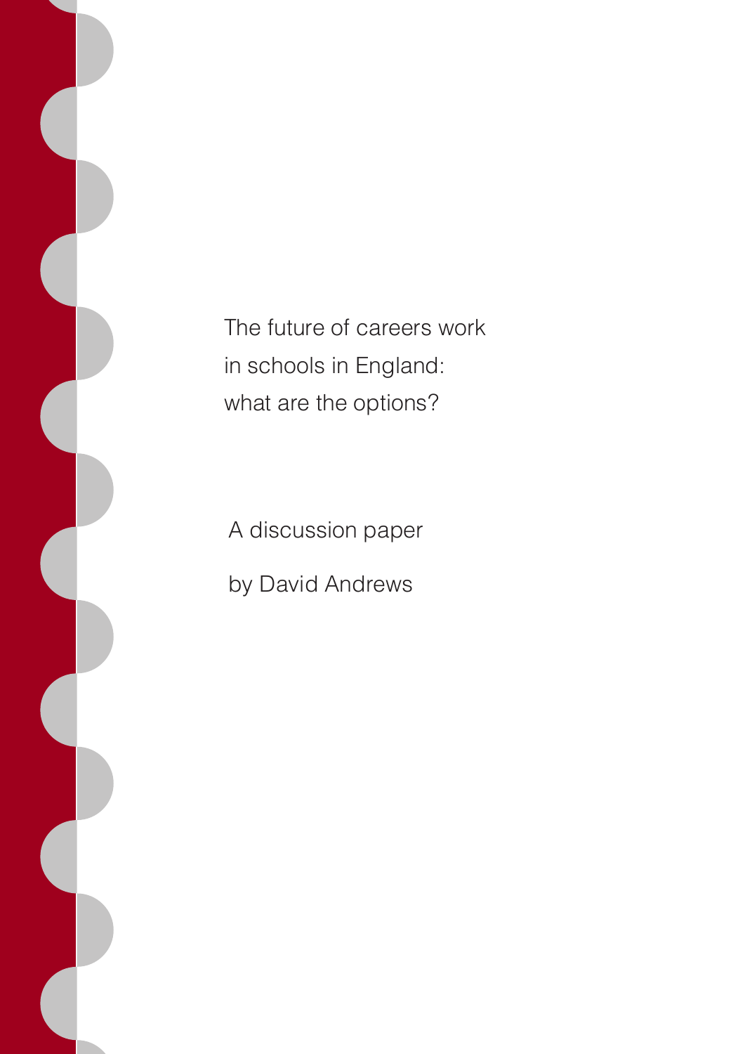# The future of careers work in schools in England: what are the options?

A discussion paper

by David Andrews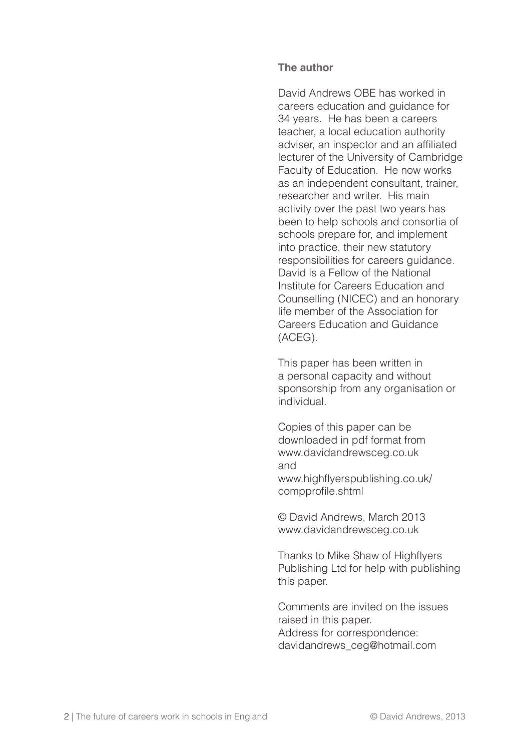**The author**

David Andrews OBE has worked in careers education and guidance for 34 years. He has been a careers teacher, a local education authority adviser, an inspector and an affiliated lecturer of the University of Cambridge Faculty of Education. He now works as an independent consultant, trainer, researcher and writer. His main activity over the past two years has been to help schools and consortia of schools prepare for, and implement into practice, their new statutory responsibilities for careers guidance. David is a Fellow of the National Institute for Careers Education and Counselling (NICEC) and an honorary life member of the Association for Careers Education and Guidance (ACEG).

This paper has been written in a personal capacity and without sponsorship from any organisation or individual.

Copies of this paper can be downloaded in pdf format from
www.davidandrewsceg.co.uk
and
www.highflyerspublishing.co.uk/compprofile.shtml

© David Andrews, March 2013
www.davidandrewsceg.co.uk

Thanks to Mike Shaw of Highflyers Publishing Ltd for help with publishing this paper.

Comments are invited on the issues raised in this paper.
Address for correspondence:
davidandrews_ceg@hotmail.com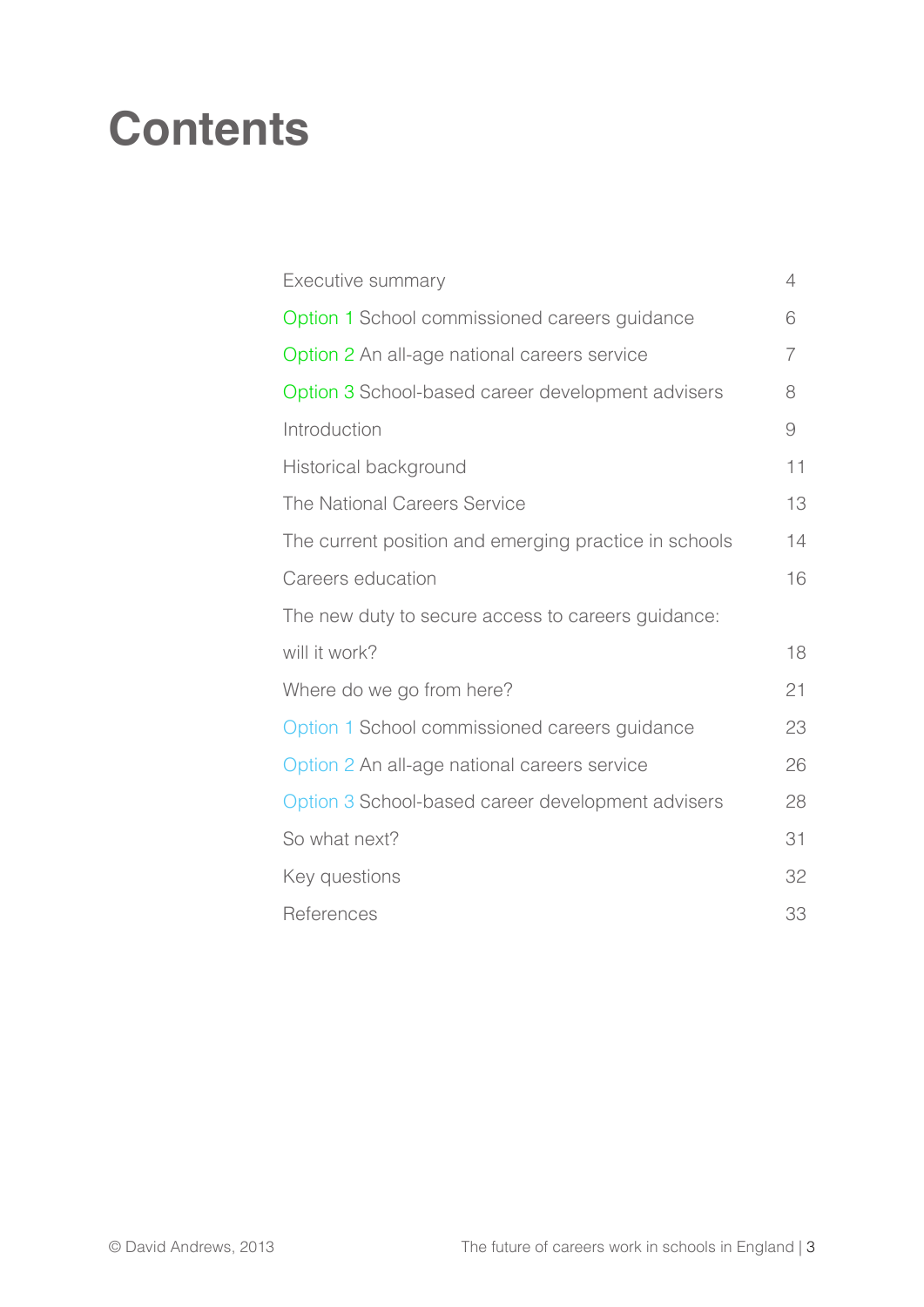# Contents

| | |
|---|---|
| Executive summary | 4 |
| Option 1 School commissioned careers guidance | 6 |
| Option 2 An all-age national careers service | 7 |
| Option 3 School-based career development advisers | 8 |
| Introduction | 9 |
| Historical background | 11 |
| The National Careers Service | 13 |
| The current position and emerging practice in schools | 14 |
| Careers education | 16 |
| The new duty to secure access to careers guidance: will it work? | 18 |
| Where do we go from here? | 21 |
| Option 1 School commissioned careers guidance | 23 |
| Option 2 An all-age national careers service | 26 |
| Option 3 School-based career development advisers | 28 |
| So what next? | 31 |
| Key questions | 32 |
| References | 33 |

© David Andrews, 2013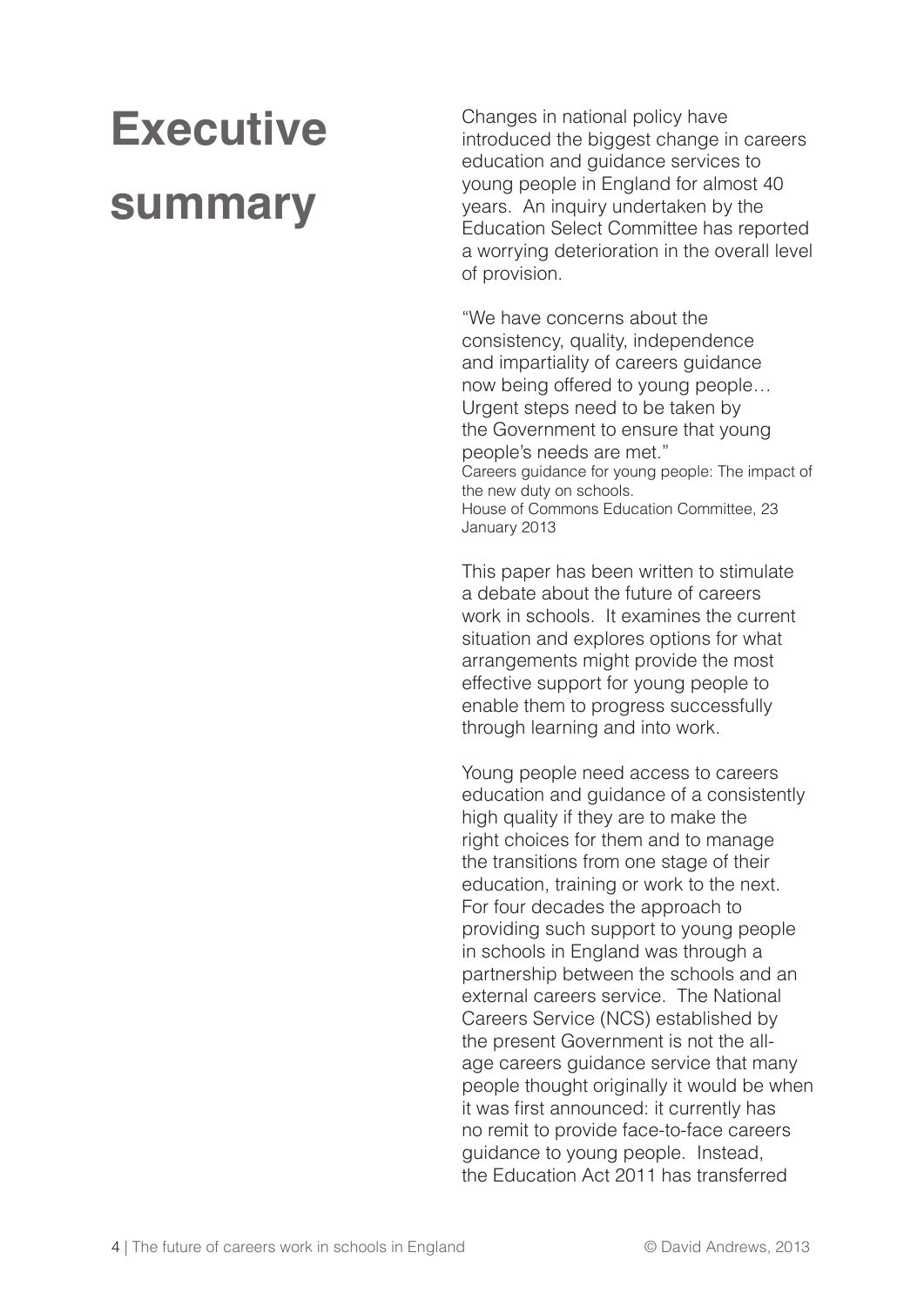# Executive summary

Changes in national policy have introduced the biggest change in careers education and guidance services to young people in England for almost 40 years. An inquiry undertaken by the Education Select Committee has reported a worrying deterioration in the overall level of provision.

"We have concerns about the consistency, quality, independence and impartiality of careers guidance now being offered to young people… Urgent steps need to be taken by the Government to ensure that young people's needs are met."
Careers guidance for young people: The impact of the new duty on schools.
House of Commons Education Committee, 23 January 2013

This paper has been written to stimulate a debate about the future of careers work in schools. It examines the current situation and explores options for what arrangements might provide the most effective support for young people to enable them to progress successfully through learning and into work.

Young people need access to careers education and guidance of a consistently high quality if they are to make the right choices for them and to manage the transitions from one stage of their education, training or work to the next. For four decades the approach to providing such support to young people in schools in England was through a partnership between the schools and an external careers service. The National Careers Service (NCS) established by the present Government is not the all-age careers guidance service that many people thought originally it would be when it was first announced: it currently has no remit to provide face-to-face careers guidance to young people. Instead, the Education Act 2011 has transferred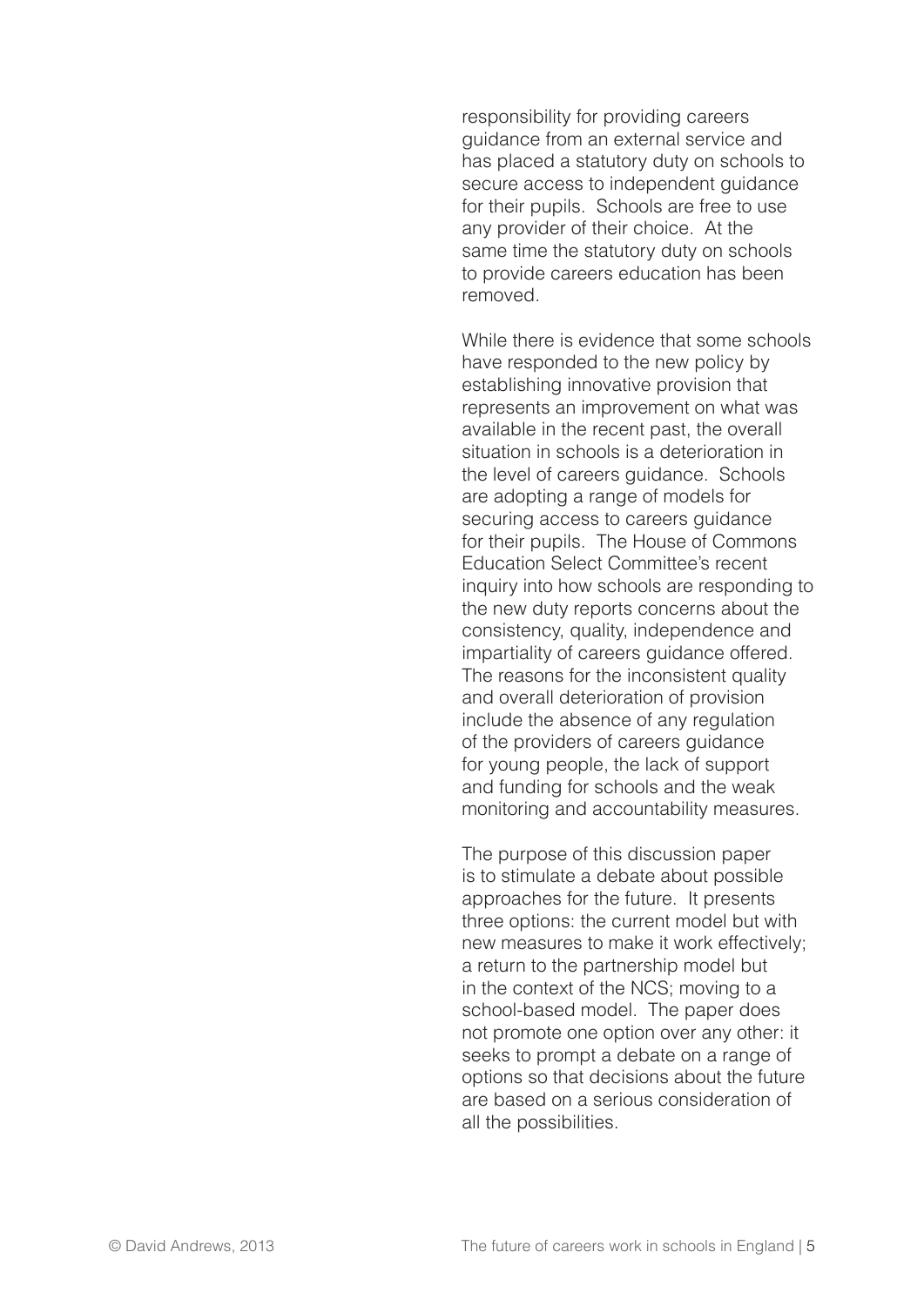responsibility for providing careers guidance from an external service and has placed a statutory duty on schools to secure access to independent guidance for their pupils. Schools are free to use any provider of their choice. At the same time the statutory duty on schools to provide careers education has been removed.

While there is evidence that some schools have responded to the new policy by establishing innovative provision that represents an improvement on what was available in the recent past, the overall situation in schools is a deterioration in the level of careers guidance. Schools are adopting a range of models for securing access to careers guidance for their pupils. The House of Commons Education Select Committee's recent inquiry into how schools are responding to the new duty reports concerns about the consistency, quality, independence and impartiality of careers guidance offered. The reasons for the inconsistent quality and overall deterioration of provision include the absence of any regulation of the providers of careers guidance for young people, the lack of support and funding for schools and the weak monitoring and accountability measures.

The purpose of this discussion paper is to stimulate a debate about possible approaches for the future. It presents three options: the current model but with new measures to make it work effectively; a return to the partnership model but in the context of the NCS; moving to a school-based model. The paper does not promote one option over any other: it seeks to prompt a debate on a range of options so that decisions about the future are based on a serious consideration of all the possibilities.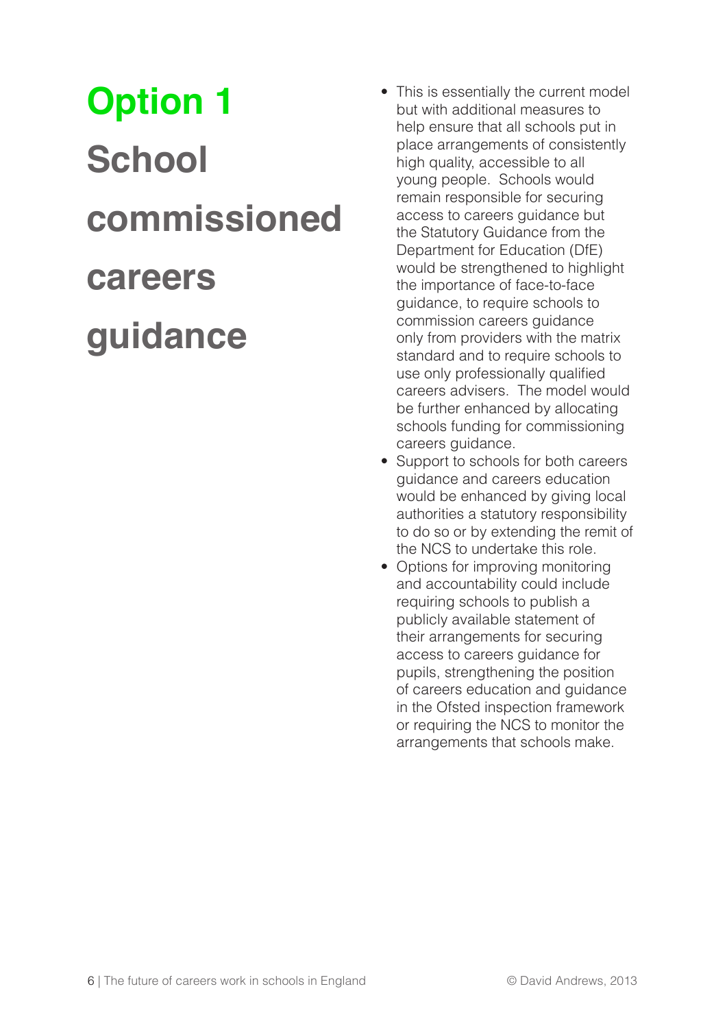# Option 1

# School commissioned careers guidance

- This is essentially the current model but with additional measures to help ensure that all schools put in place arrangements of consistently high quality, accessible to all young people. Schools would remain responsible for securing access to careers guidance but the Statutory Guidance from the Department for Education (DfE) would be strengthened to highlight the importance of face-to-face guidance, to require schools to commission careers guidance only from providers with the matrix standard and to require schools to use only professionally qualified careers advisers. The model would be further enhanced by allocating schools funding for commissioning careers guidance.
- Support to schools for both careers guidance and careers education would be enhanced by giving local authorities a statutory responsibility to do so or by extending the remit of the NCS to undertake this role.
- Options for improving monitoring and accountability could include requiring schools to publish a publicly available statement of their arrangements for securing access to careers guidance for pupils, strengthening the position of careers education and guidance in the Ofsted inspection framework or requiring the NCS to monitor the arrangements that schools make.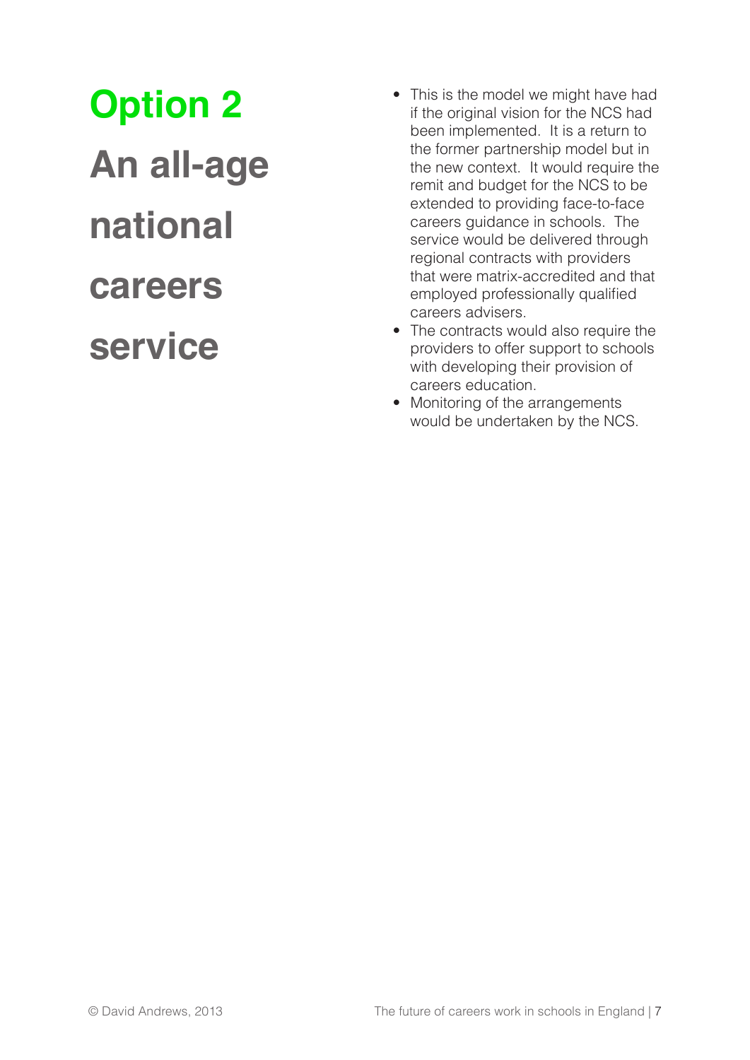# Option 2

## An all-age national careers service

- This is the model we might have had if the original vision for the NCS had been implemented. It is a return to the former partnership model but in the new context. It would require the remit and budget for the NCS to be extended to providing face-to-face careers guidance in schools. The service would be delivered through regional contracts with providers that were matrix-accredited and that employed professionally qualified careers advisers.
- The contracts would also require the providers to offer support to schools with developing their provision of careers education.
- Monitoring of the arrangements would be undertaken by the NCS.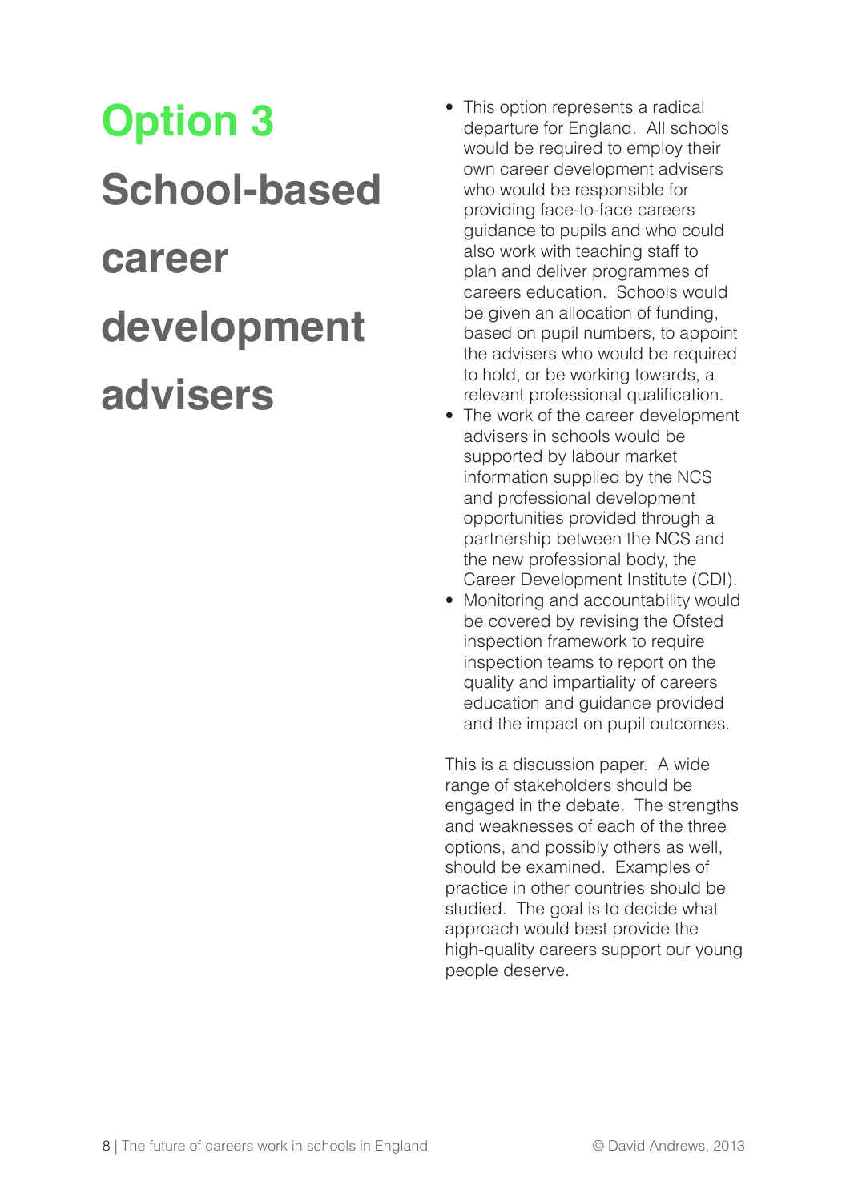## Option 3

## School-based career development advisers

- This option represents a radical departure for England. All schools would be required to employ their own career development advisers who would be responsible for providing face-to-face careers guidance to pupils and who could also work with teaching staff to plan and deliver programmes of careers education. Schools would be given an allocation of funding, based on pupil numbers, to appoint the advisers who would be required to hold, or be working towards, a relevant professional qualification.
- The work of the career development advisers in schools would be supported by labour market information supplied by the NCS and professional development opportunities provided through a partnership between the NCS and the new professional body, the Career Development Institute (CDI).
- Monitoring and accountability would be covered by revising the Ofsted inspection framework to require inspection teams to report on the quality and impartiality of careers education and guidance provided and the impact on pupil outcomes.

This is a discussion paper. A wide range of stakeholders should be engaged in the debate. The strengths and weaknesses of each of the three options, and possibly others as well, should be examined. Examples of practice in other countries should be studied. The goal is to decide what approach would best provide the high-quality careers support our young people deserve.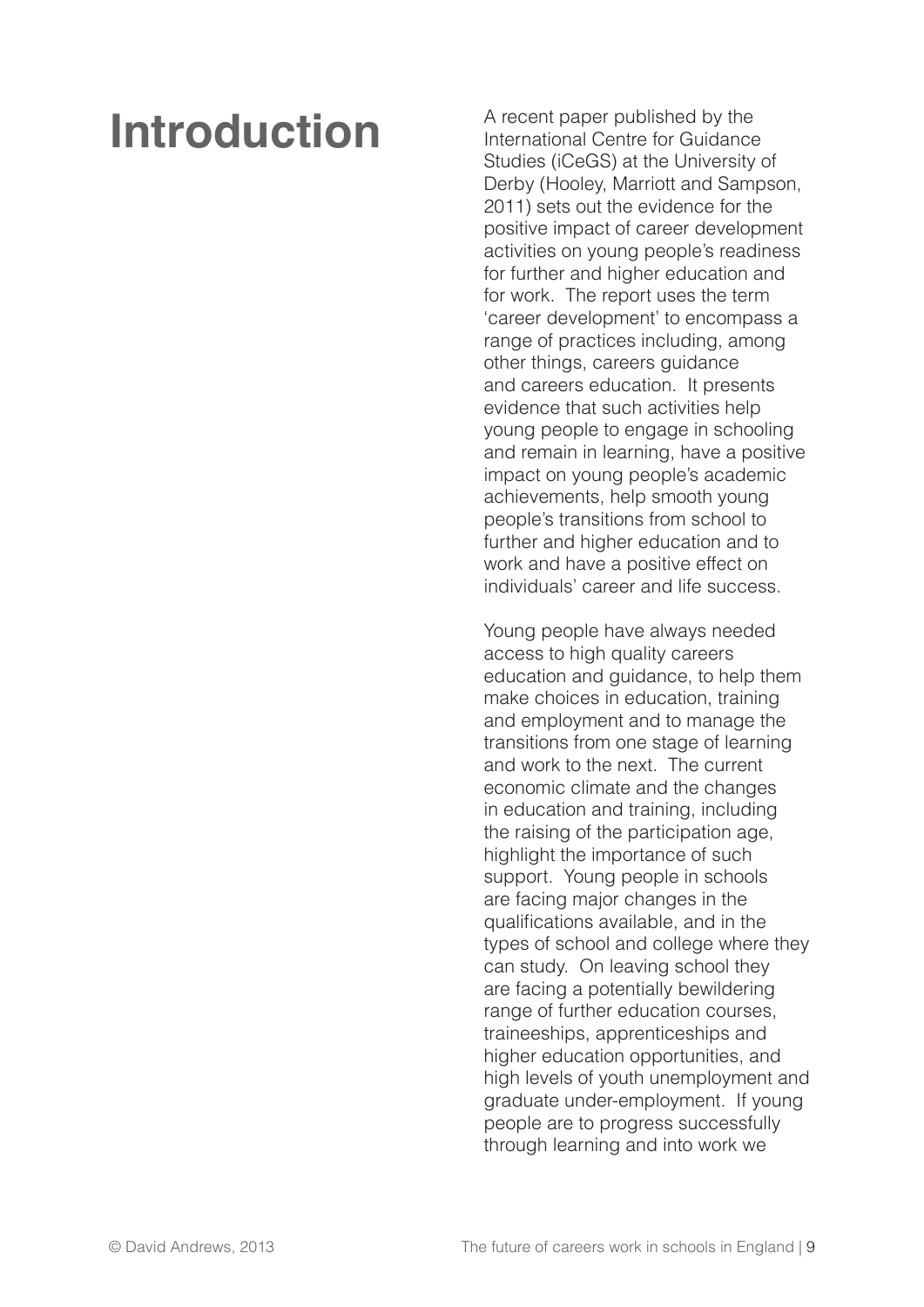# Introduction

A recent paper published by the International Centre for Guidance Studies (iCeGS) at the University of Derby (Hooley, Marriott and Sampson, 2011) sets out the evidence for the positive impact of career development activities on young people's readiness for further and higher education and for work. The report uses the term 'career development' to encompass a range of practices including, among other things, careers guidance and careers education. It presents evidence that such activities help young people to engage in schooling and remain in learning, have a positive impact on young people's academic achievements, help smooth young people's transitions from school to further and higher education and to work and have a positive effect on individuals' career and life success.

Young people have always needed access to high quality careers education and guidance, to help them make choices in education, training and employment and to manage the transitions from one stage of learning and work to the next. The current economic climate and the changes in education and training, including the raising of the participation age, highlight the importance of such support. Young people in schools are facing major changes in the qualifications available, and in the types of school and college where they can study. On leaving school they are facing a potentially bewildering range of further education courses, traineeships, apprenticeships and higher education opportunities, and high levels of youth unemployment and graduate under-employment. If young people are to progress successfully through learning and into work we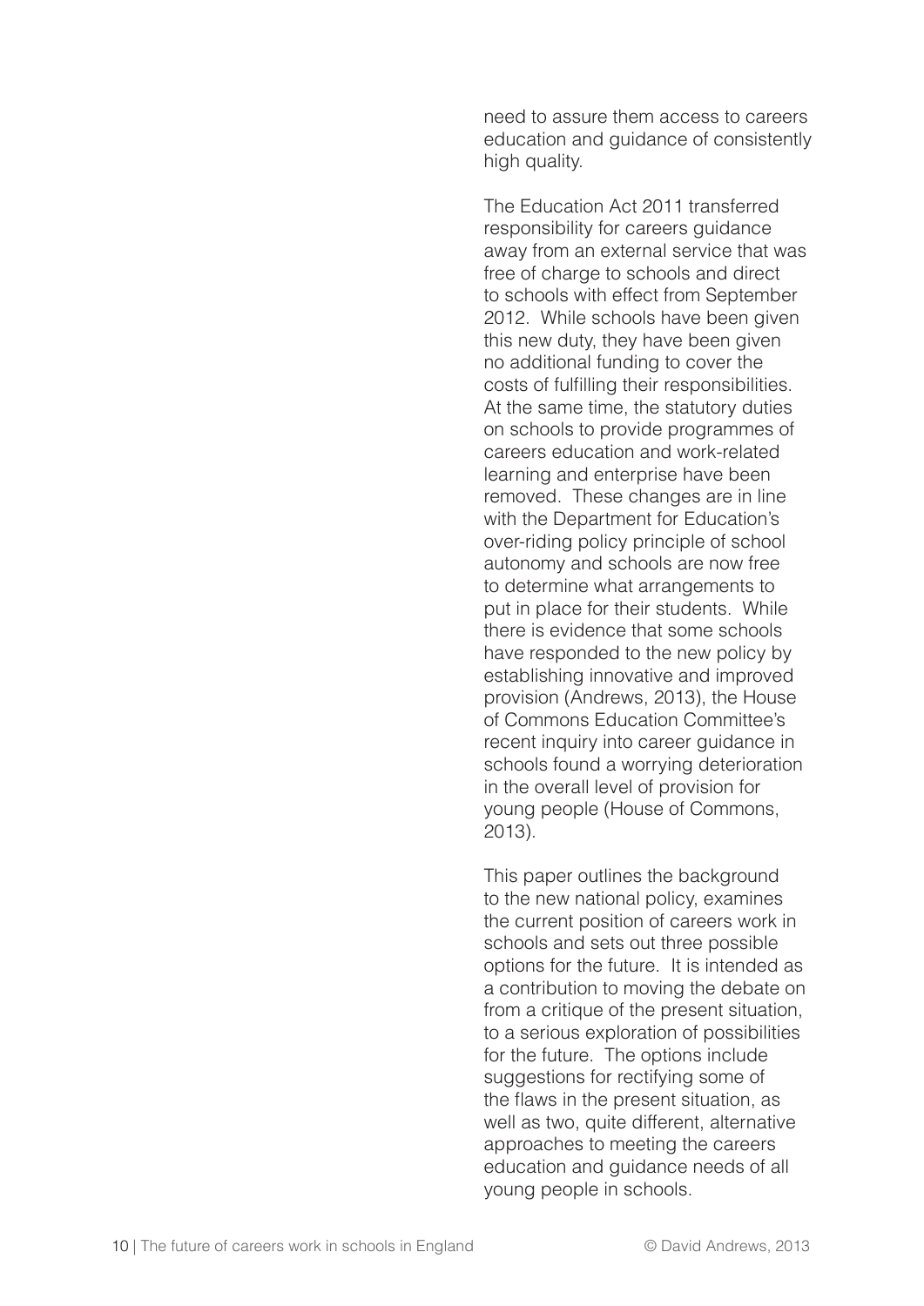need to assure them access to careers education and guidance of consistently high quality.

The Education Act 2011 transferred responsibility for careers guidance away from an external service that was free of charge to schools and direct to schools with effect from September 2012. While schools have been given this new duty, they have been given no additional funding to cover the costs of fulfilling their responsibilities. At the same time, the statutory duties on schools to provide programmes of careers education and work-related learning and enterprise have been removed. These changes are in line with the Department for Education's over-riding policy principle of school autonomy and schools are now free to determine what arrangements to put in place for their students. While there is evidence that some schools have responded to the new policy by establishing innovative and improved provision (Andrews, 2013), the House of Commons Education Committee's recent inquiry into career guidance in schools found a worrying deterioration in the overall level of provision for young people (House of Commons, 2013).

This paper outlines the background to the new national policy, examines the current position of careers work in schools and sets out three possible options for the future. It is intended as a contribution to moving the debate on from a critique of the present situation, to a serious exploration of possibilities for the future. The options include suggestions for rectifying some of the flaws in the present situation, as well as two, quite different, alternative approaches to meeting the careers education and guidance needs of all young people in schools.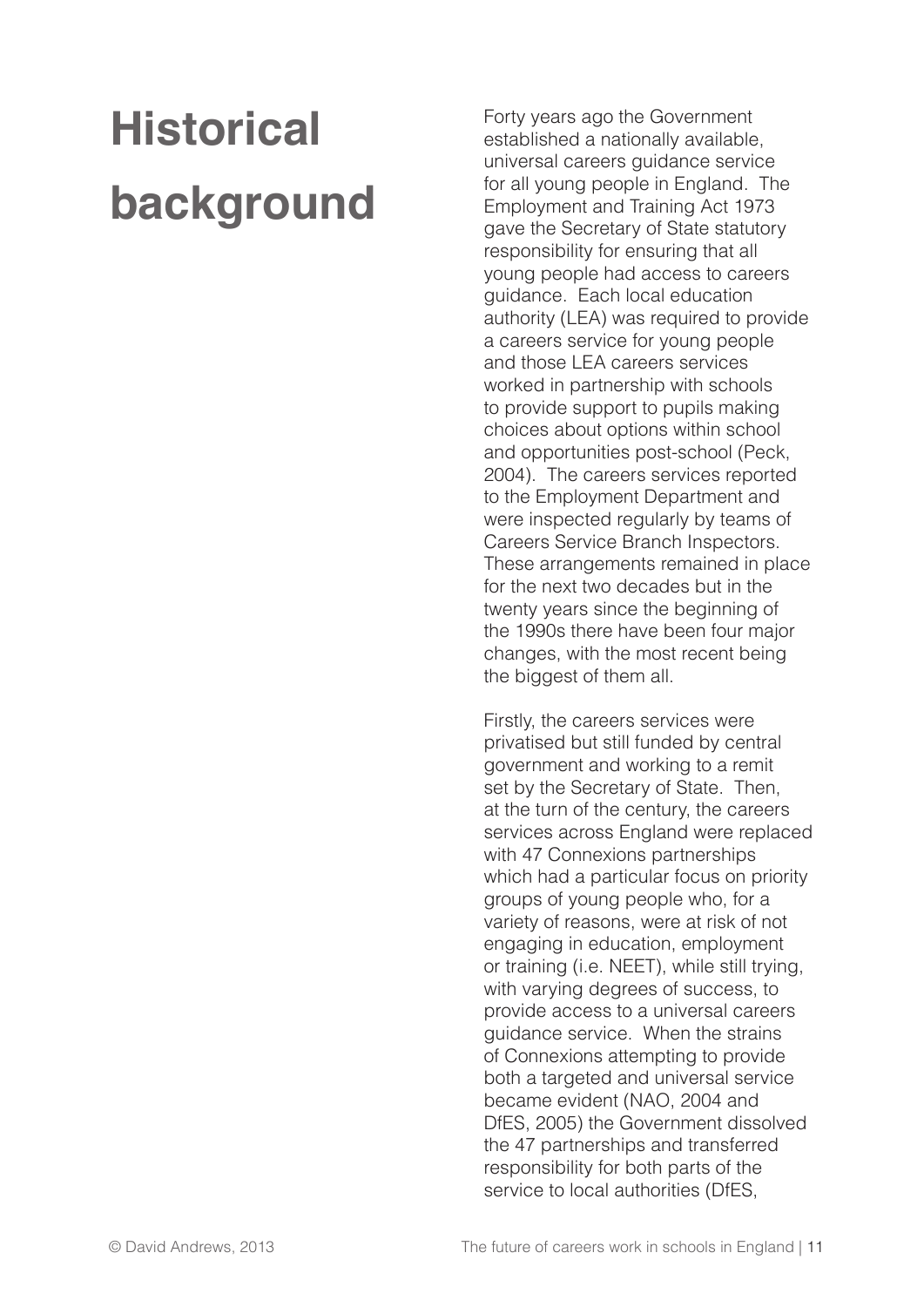# Historical background

Forty years ago the Government established a nationally available, universal careers guidance service for all young people in England. The Employment and Training Act 1973 gave the Secretary of State statutory responsibility for ensuring that all young people had access to careers guidance. Each local education authority (LEA) was required to provide a careers service for young people and those LEA careers services worked in partnership with schools to provide support to pupils making choices about options within school and opportunities post-school (Peck, 2004). The careers services reported to the Employment Department and were inspected regularly by teams of Careers Service Branch Inspectors. These arrangements remained in place for the next two decades but in the twenty years since the beginning of the 1990s there have been four major changes, with the most recent being the biggest of them all.

Firstly, the careers services were privatised but still funded by central government and working to a remit set by the Secretary of State. Then, at the turn of the century, the careers services across England were replaced with 47 Connexions partnerships which had a particular focus on priority groups of young people who, for a variety of reasons, were at risk of not engaging in education, employment or training (i.e. NEET), while still trying, with varying degrees of success, to provide access to a universal careers guidance service. When the strains of Connexions attempting to provide both a targeted and universal service became evident (NAO, 2004 and DfES, 2005) the Government dissolved the 47 partnerships and transferred responsibility for both parts of the service to local authorities (DfES,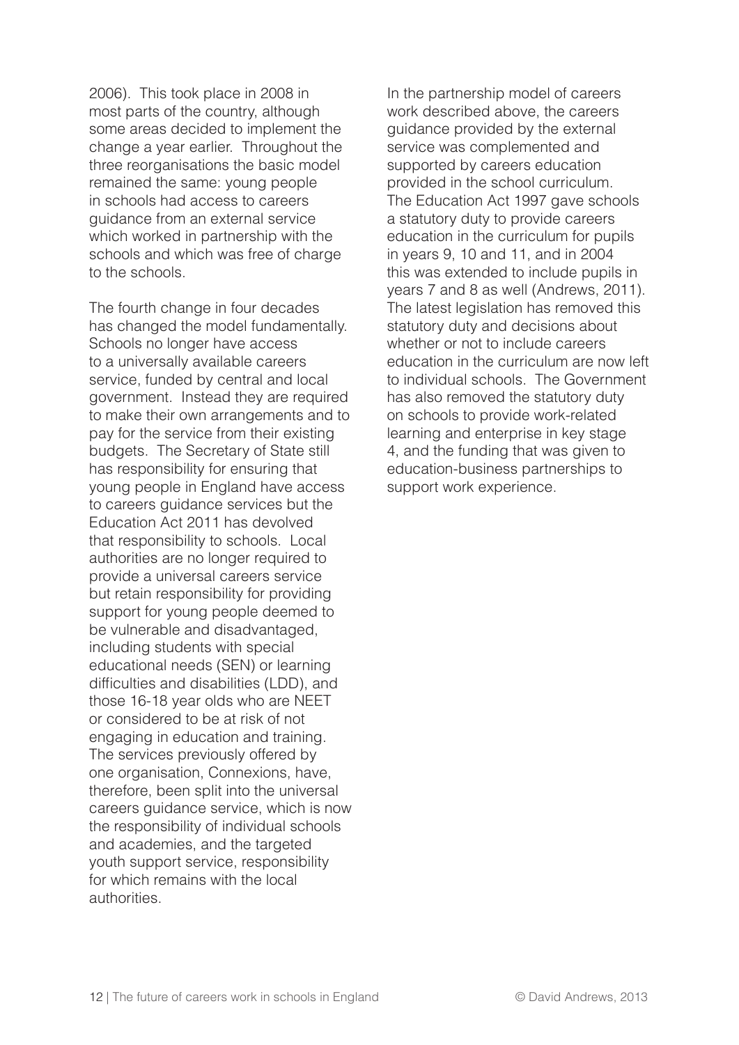2006). This took place in 2008 in most parts of the country, although some areas decided to implement the change a year earlier. Throughout the three reorganisations the basic model remained the same: young people in schools had access to careers guidance from an external service which worked in partnership with the schools and which was free of charge to the schools.

The fourth change in four decades has changed the model fundamentally. Schools no longer have access to a universally available careers service, funded by central and local government. Instead they are required to make their own arrangements and to pay for the service from their existing budgets. The Secretary of State still has responsibility for ensuring that young people in England have access to careers guidance services but the Education Act 2011 has devolved that responsibility to schools. Local authorities are no longer required to provide a universal careers service but retain responsibility for providing support for young people deemed to be vulnerable and disadvantaged, including students with special educational needs (SEN) or learning difficulties and disabilities (LDD), and those 16-18 year olds who are NEET or considered to be at risk of not engaging in education and training. The services previously offered by one organisation, Connexions, have, therefore, been split into the universal careers guidance service, which is now the responsibility of individual schools and academies, and the targeted youth support service, responsibility for which remains with the local authorities.

In the partnership model of careers work described above, the careers guidance provided by the external service was complemented and supported by careers education provided in the school curriculum. The Education Act 1997 gave schools a statutory duty to provide careers education in the curriculum for pupils in years 9, 10 and 11, and in 2004 this was extended to include pupils in years 7 and 8 as well (Andrews, 2011). The latest legislation has removed this statutory duty and decisions about whether or not to include careers education in the curriculum are now left to individual schools. The Government has also removed the statutory duty on schools to provide work-related learning and enterprise in key stage 4, and the funding that was given to education-business partnerships to support work experience.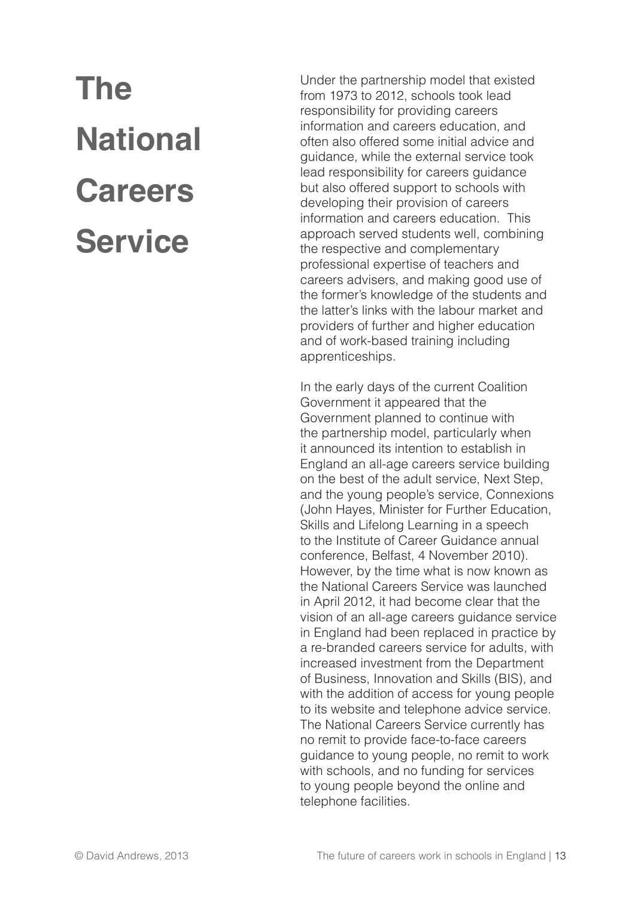# The National Careers Service

Under the partnership model that existed from 1973 to 2012, schools took lead responsibility for providing careers information and careers education, and often also offered some initial advice and guidance, while the external service took lead responsibility for careers guidance but also offered support to schools with developing their provision of careers information and careers education. This approach served students well, combining the respective and complementary professional expertise of teachers and careers advisers, and making good use of the former's knowledge of the students and the latter's links with the labour market and providers of further and higher education and of work-based training including apprenticeships.

In the early days of the current Coalition Government it appeared that the Government planned to continue with the partnership model, particularly when it announced its intention to establish in England an all-age careers service building on the best of the adult service, Next Step, and the young people's service, Connexions (John Hayes, Minister for Further Education, Skills and Lifelong Learning in a speech to the Institute of Career Guidance annual conference, Belfast, 4 November 2010). However, by the time what is now known as the National Careers Service was launched in April 2012, it had become clear that the vision of an all-age careers guidance service in England had been replaced in practice by a re-branded careers service for adults, with increased investment from the Department of Business, Innovation and Skills (BIS), and with the addition of access for young people to its website and telephone advice service. The National Careers Service currently has no remit to provide face-to-face careers guidance to young people, no remit to work with schools, and no funding for services to young people beyond the online and telephone facilities.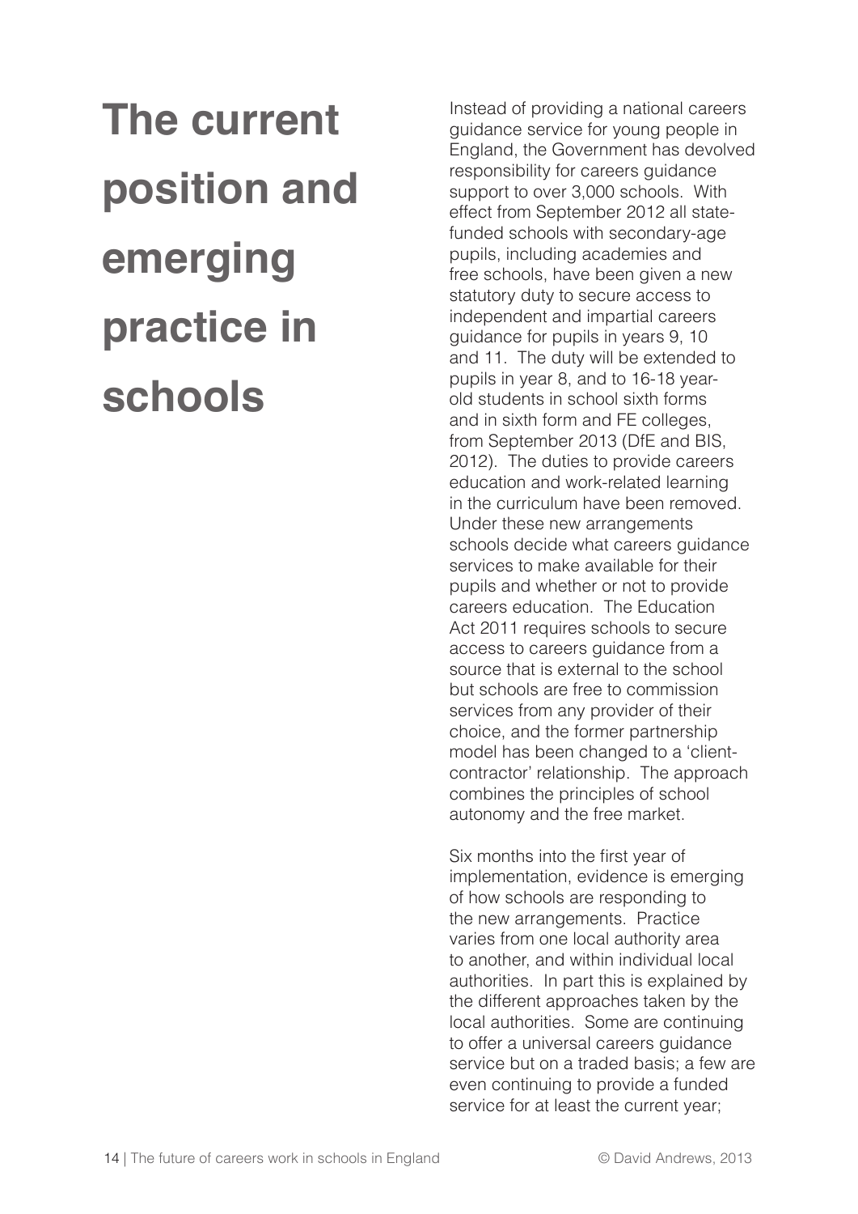# The current position and emerging practice in schools

Instead of providing a national careers guidance service for young people in England, the Government has devolved responsibility for careers guidance support to over 3,000 schools. With effect from September 2012 all state-funded schools with secondary-age pupils, including academies and free schools, have been given a new statutory duty to secure access to independent and impartial careers guidance for pupils in years 9, 10 and 11. The duty will be extended to pupils in year 8, and to 16-18 year-old students in school sixth forms and in sixth form and FE colleges, from September 2013 (DfE and BIS, 2012). The duties to provide careers education and work-related learning in the curriculum have been removed. Under these new arrangements schools decide what careers guidance services to make available for their pupils and whether or not to provide careers education. The Education Act 2011 requires schools to secure access to careers guidance from a source that is external to the school but schools are free to commission services from any provider of their choice, and the former partnership model has been changed to a 'client-contractor' relationship. The approach combines the principles of school autonomy and the free market.

Six months into the first year of implementation, evidence is emerging of how schools are responding to the new arrangements. Practice varies from one local authority area to another, and within individual local authorities. In part this is explained by the different approaches taken by the local authorities. Some are continuing to offer a universal careers guidance service but on a traded basis; a few are even continuing to provide a funded service for at least the current year;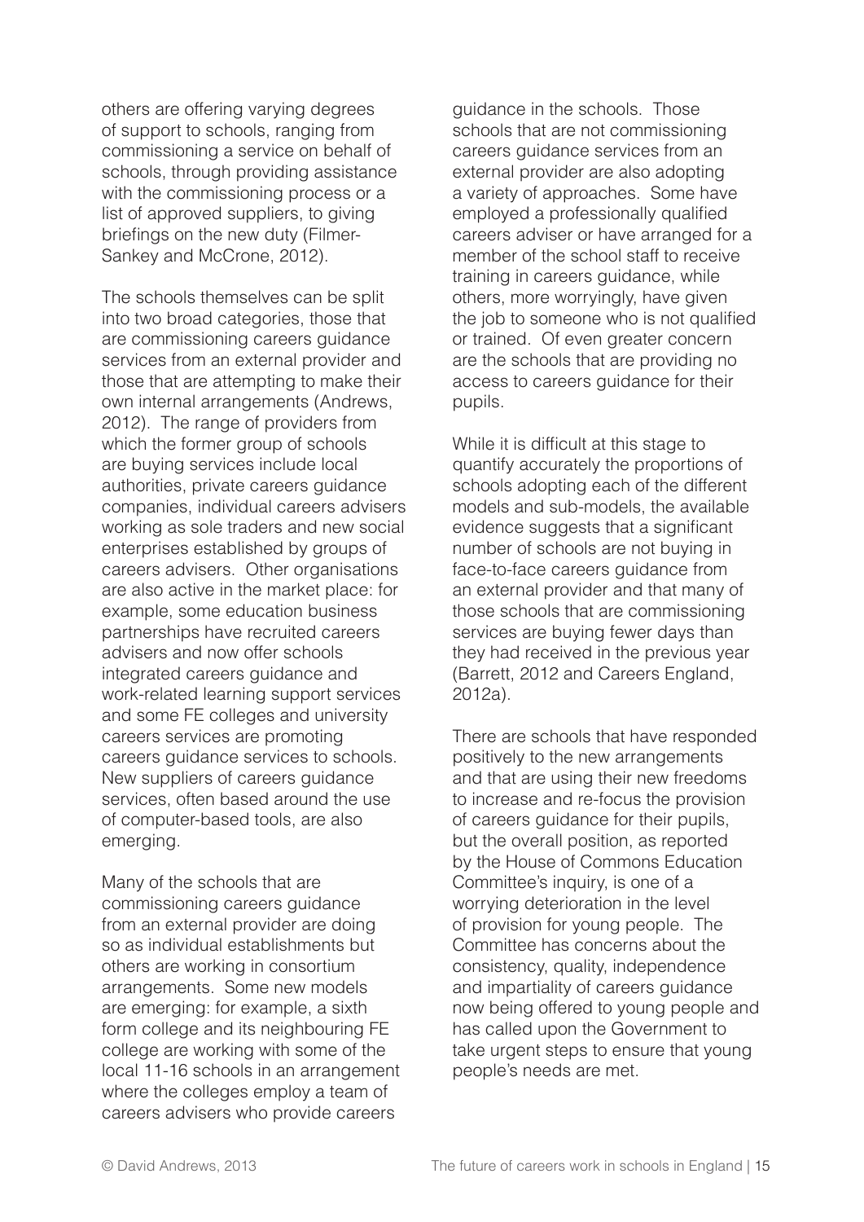others are offering varying degrees of support to schools, ranging from commissioning a service on behalf of schools, through providing assistance with the commissioning process or a list of approved suppliers, to giving briefings on the new duty (Filmer-Sankey and McCrone, 2012).

The schools themselves can be split into two broad categories, those that are commissioning careers guidance services from an external provider and those that are attempting to make their own internal arrangements (Andrews, 2012). The range of providers from which the former group of schools are buying services include local authorities, private careers guidance companies, individual careers advisers working as sole traders and new social enterprises established by groups of careers advisers. Other organisations are also active in the market place: for example, some education business partnerships have recruited careers advisers and now offer schools integrated careers guidance and work-related learning support services and some FE colleges and university careers services are promoting careers guidance services to schools. New suppliers of careers guidance services, often based around the use of computer-based tools, are also emerging.

Many of the schools that are commissioning careers guidance from an external provider are doing so as individual establishments but others are working in consortium arrangements. Some new models are emerging: for example, a sixth form college and its neighbouring FE college are working with some of the local 11-16 schools in an arrangement where the colleges employ a team of careers advisers who provide careers guidance in the schools. Those schools that are not commissioning careers guidance services from an external provider are also adopting a variety of approaches. Some have employed a professionally qualified careers adviser or have arranged for a member of the school staff to receive training in careers guidance, while others, more worryingly, have given the job to someone who is not qualified or trained. Of even greater concern are the schools that are providing no access to careers guidance for their pupils.

While it is difficult at this stage to quantify accurately the proportions of schools adopting each of the different models and sub-models, the available evidence suggests that a significant number of schools are not buying in face-to-face careers guidance from an external provider and that many of those schools that are commissioning services are buying fewer days than they had received in the previous year (Barrett, 2012 and Careers England, 2012a).

There are schools that have responded positively to the new arrangements and that are using their new freedoms to increase and re-focus the provision of careers guidance for their pupils, but the overall position, as reported by the House of Commons Education Committee's inquiry, is one of a worrying deterioration in the level of provision for young people. The Committee has concerns about the consistency, quality, independence and impartiality of careers guidance now being offered to young people and has called upon the Government to take urgent steps to ensure that young people's needs are met.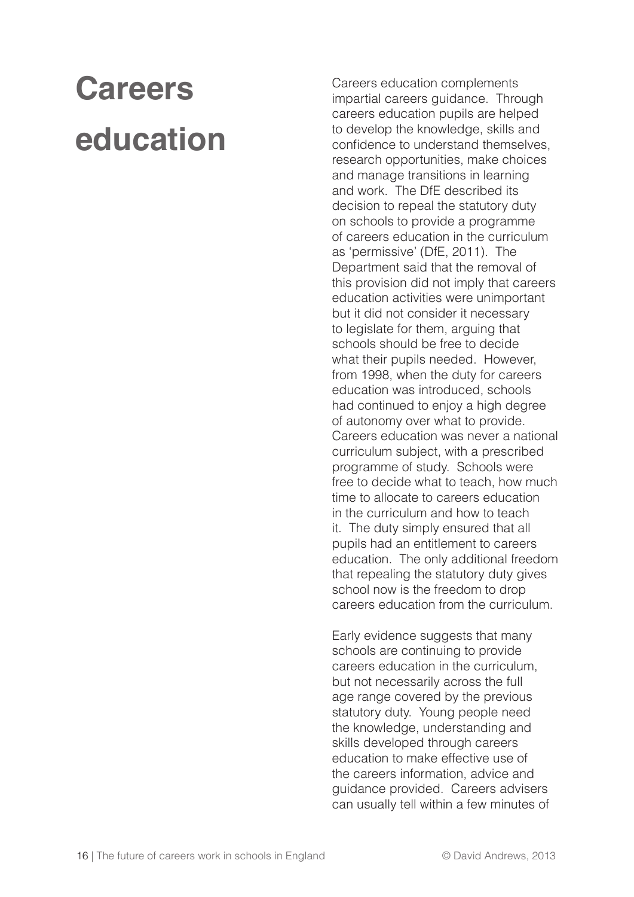# Careers education

Careers education complements impartial careers guidance. Through careers education pupils are helped to develop the knowledge, skills and confidence to understand themselves, research opportunities, make choices and manage transitions in learning and work. The DfE described its decision to repeal the statutory duty on schools to provide a programme of careers education in the curriculum as 'permissive' (DfE, 2011). The Department said that the removal of this provision did not imply that careers education activities were unimportant but it did not consider it necessary to legislate for them, arguing that schools should be free to decide what their pupils needed. However, from 1998, when the duty for careers education was introduced, schools had continued to enjoy a high degree of autonomy over what to provide. Careers education was never a national curriculum subject, with a prescribed programme of study. Schools were free to decide what to teach, how much time to allocate to careers education in the curriculum and how to teach it. The duty simply ensured that all pupils had an entitlement to careers education. The only additional freedom that repealing the statutory duty gives school now is the freedom to drop careers education from the curriculum.

Early evidence suggests that many schools are continuing to provide careers education in the curriculum, but not necessarily across the full age range covered by the previous statutory duty. Young people need the knowledge, understanding and skills developed through careers education to make effective use of the careers information, advice and guidance provided. Careers advisers can usually tell within a few minutes of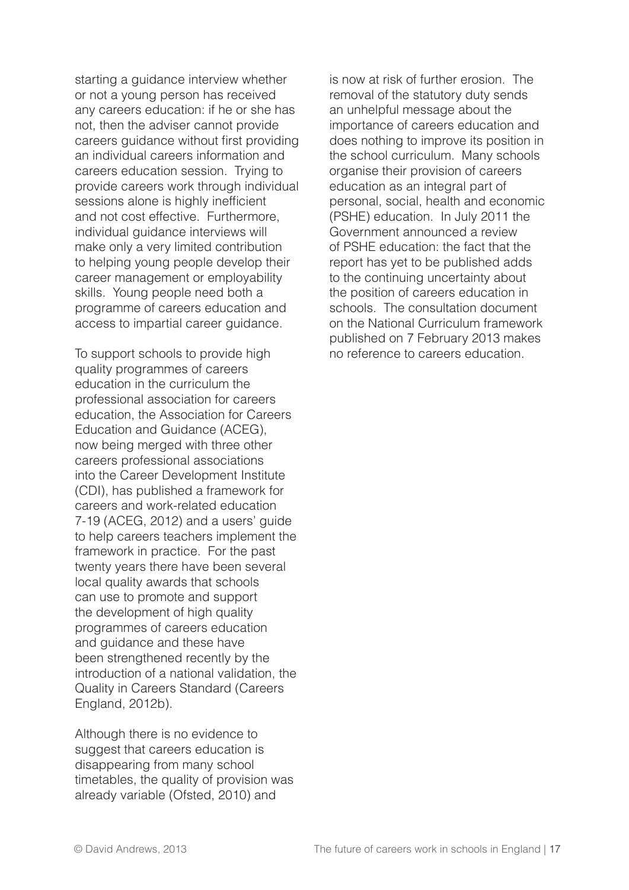starting a guidance interview whether or not a young person has received any careers education: if he or she has not, then the adviser cannot provide careers guidance without first providing an individual careers information and careers education session. Trying to provide careers work through individual sessions alone is highly inefficient and not cost effective. Furthermore, individual guidance interviews will make only a very limited contribution to helping young people develop their career management or employability skills. Young people need both a programme of careers education and access to impartial career guidance.

To support schools to provide high quality programmes of careers education in the curriculum the professional association for careers education, the Association for Careers Education and Guidance (ACEG), now being merged with three other careers professional associations into the Career Development Institute (CDI), has published a framework for careers and work-related education 7-19 (ACEG, 2012) and a users' guide to help careers teachers implement the framework in practice. For the past twenty years there have been several local quality awards that schools can use to promote and support the development of high quality programmes of careers education and guidance and these have been strengthened recently by the introduction of a national validation, the Quality in Careers Standard (Careers England, 2012b).

Although there is no evidence to suggest that careers education is disappearing from many school timetables, the quality of provision was already variable (Ofsted, 2010) and is now at risk of further erosion. The removal of the statutory duty sends an unhelpful message about the importance of careers education and does nothing to improve its position in the school curriculum. Many schools organise their provision of careers education as an integral part of personal, social, health and economic (PSHE) education. In July 2011 the Government announced a review of PSHE education: the fact that the report has yet to be published adds to the continuing uncertainty about the position of careers education in schools. The consultation document on the National Curriculum framework published on 7 February 2013 makes no reference to careers education.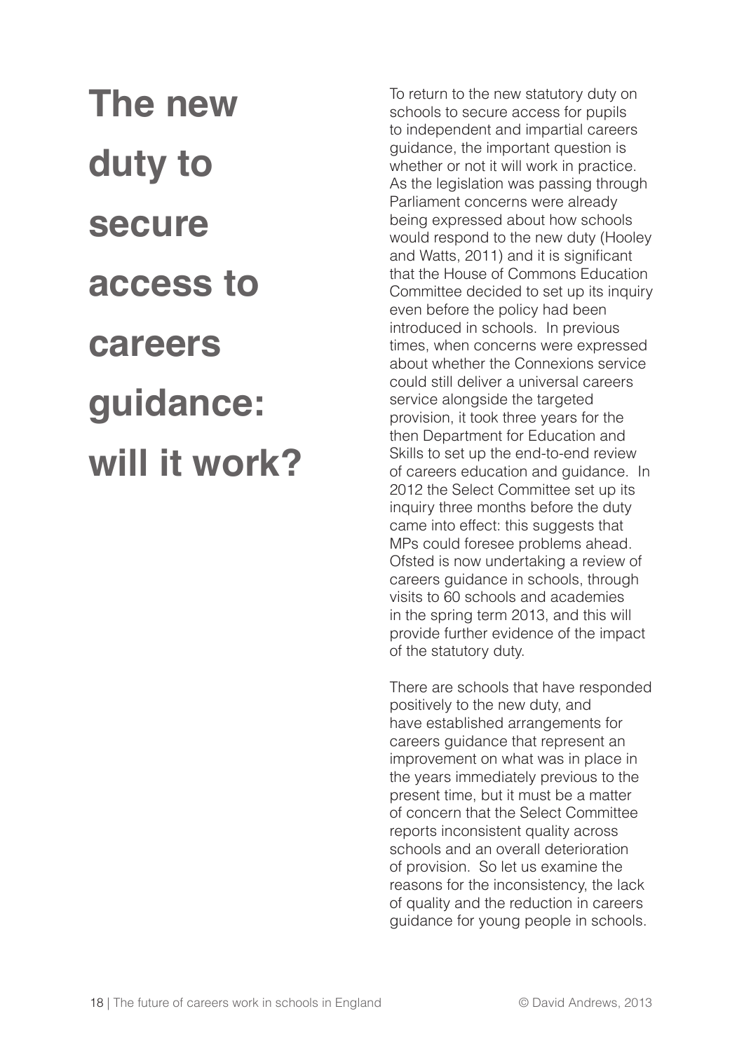# The new duty to secure access to careers guidance: will it work?

To return to the new statutory duty on schools to secure access for pupils to independent and impartial careers guidance, the important question is whether or not it will work in practice. As the legislation was passing through Parliament concerns were already being expressed about how schools would respond to the new duty (Hooley and Watts, 2011) and it is significant that the House of Commons Education Committee decided to set up its inquiry even before the policy had been introduced in schools. In previous times, when concerns were expressed about whether the Connexions service could still deliver a universal careers service alongside the targeted provision, it took three years for the then Department for Education and Skills to set up the end-to-end review of careers education and guidance. In 2012 the Select Committee set up its inquiry three months before the duty came into effect: this suggests that MPs could foresee problems ahead. Ofsted is now undertaking a review of careers guidance in schools, through visits to 60 schools and academies in the spring term 2013, and this will provide further evidence of the impact of the statutory duty.

There are schools that have responded positively to the new duty, and have established arrangements for careers guidance that represent an improvement on what was in place in the years immediately previous to the present time, but it must be a matter of concern that the Select Committee reports inconsistent quality across schools and an overall deterioration of provision. So let us examine the reasons for the inconsistency, the lack of quality and the reduction in careers guidance for young people in schools.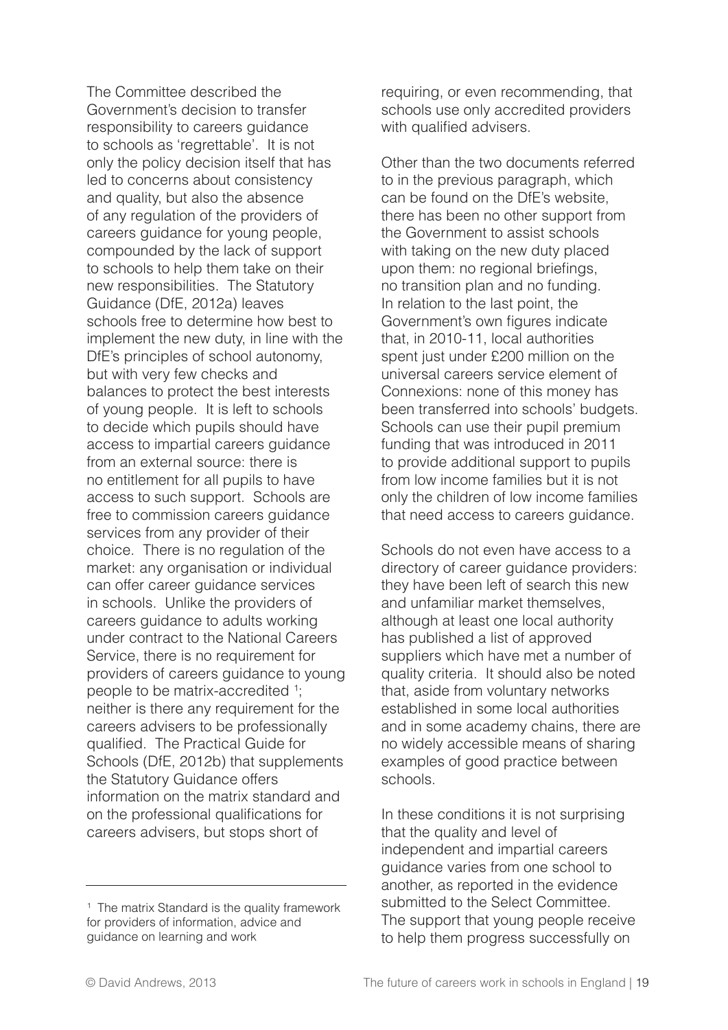The Committee described the Government's decision to transfer responsibility to careers guidance to schools as 'regrettable'. It is not only the policy decision itself that has led to concerns about consistency and quality, but also the absence of any regulation of the providers of careers guidance for young people, compounded by the lack of support to schools to help them take on their new responsibilities. The Statutory Guidance (DfE, 2012a) leaves schools free to determine how best to implement the new duty, in line with the DfE's principles of school autonomy, but with very few checks and balances to protect the best interests of young people. It is left to schools to decide which pupils should have access to impartial careers guidance from an external source: there is no entitlement for all pupils to have access to such support. Schools are free to commission careers guidance services from any provider of their choice. There is no regulation of the market: any organisation or individual can offer career guidance services in schools. Unlike the providers of careers guidance to adults working under contract to the National Careers Service, there is no requirement for providers of careers guidance to young people to be matrix-accredited [1]; neither is there any requirement for the careers advisers to be professionally qualified. The Practical Guide for Schools (DfE, 2012b) that supplements the Statutory Guidance offers information on the matrix standard and on the professional qualifications for careers advisers, but stops short of requiring, or even recommending, that schools use only accredited providers with qualified advisers.

Other than the two documents referred to in the previous paragraph, which can be found on the DfE's website, there has been no other support from the Government to assist schools with taking on the new duty placed upon them: no regional briefings, no transition plan and no funding. In relation to the last point, the Government's own figures indicate that, in 2010-11, local authorities spent just under £200 million on the universal careers service element of Connexions: none of this money has been transferred into schools' budgets. Schools can use their pupil premium funding that was introduced in 2011 to provide additional support to pupils from low income families but it is not only the children of low income families that need access to careers guidance.

Schools do not even have access to a directory of career guidance providers: they have been left of search this new and unfamiliar market themselves, although at least one local authority has published a list of approved suppliers which have met a number of quality criteria. It should also be noted that, aside from voluntary networks established in some local authorities and in some academy chains, there are no widely accessible means of sharing examples of good practice between schools.

In these conditions it is not surprising that the quality and level of independent and impartial careers guidance varies from one school to another, as reported in the evidence submitted to the Select Committee. The support that young people receive to help them progress successfully on

[1] The matrix Standard is the quality framework for providers of information, advice and guidance on learning and work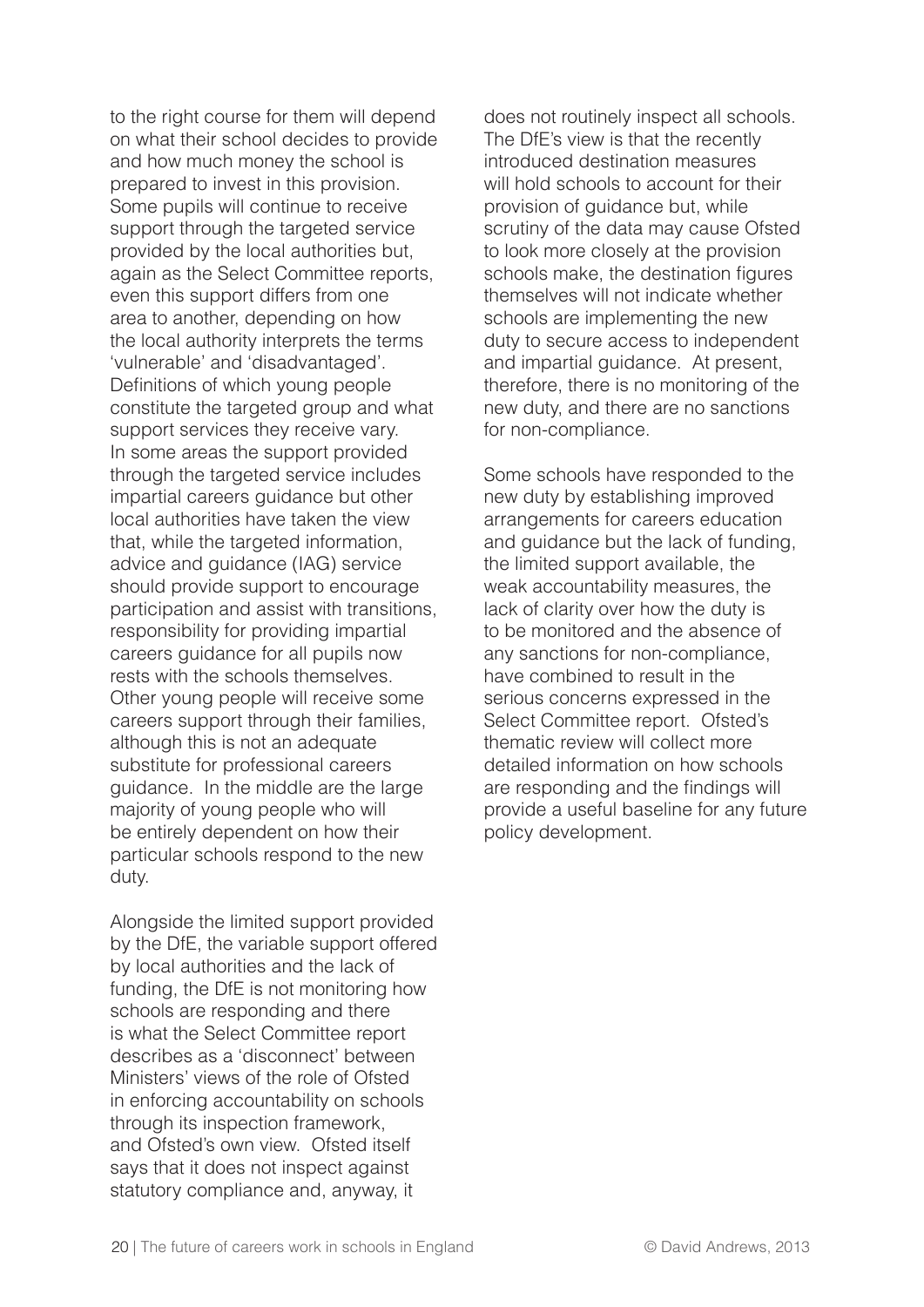to the right course for them will depend on what their school decides to provide and how much money the school is prepared to invest in this provision. Some pupils will continue to receive support through the targeted service provided by the local authorities but, again as the Select Committee reports, even this support differs from one area to another, depending on how the local authority interprets the terms 'vulnerable' and 'disadvantaged'. Definitions of which young people constitute the targeted group and what support services they receive vary. In some areas the support provided through the targeted service includes impartial careers guidance but other local authorities have taken the view that, while the targeted information, advice and guidance (IAG) service should provide support to encourage participation and assist with transitions, responsibility for providing impartial careers guidance for all pupils now rests with the schools themselves. Other young people will receive some careers support through their families, although this is not an adequate substitute for professional careers guidance. In the middle are the large majority of young people who will be entirely dependent on how their particular schools respond to the new duty.

Alongside the limited support provided by the DfE, the variable support offered by local authorities and the lack of funding, the DfE is not monitoring how schools are responding and there is what the Select Committee report describes as a 'disconnect' between Ministers' views of the role of Ofsted in enforcing accountability on schools through its inspection framework, and Ofsted's own view. Ofsted itself says that it does not inspect against statutory compliance and, anyway, it does not routinely inspect all schools. The DfE's view is that the recently introduced destination measures will hold schools to account for their provision of guidance but, while scrutiny of the data may cause Ofsted to look more closely at the provision schools make, the destination figures themselves will not indicate whether schools are implementing the new duty to secure access to independent and impartial guidance. At present, therefore, there is no monitoring of the new duty, and there are no sanctions for non-compliance.

Some schools have responded to the new duty by establishing improved arrangements for careers education and guidance but the lack of funding, the limited support available, the weak accountability measures, the lack of clarity over how the duty is to be monitored and the absence of any sanctions for non-compliance, have combined to result in the serious concerns expressed in the Select Committee report. Ofsted's thematic review will collect more detailed information on how schools are responding and the findings will provide a useful baseline for any future policy development.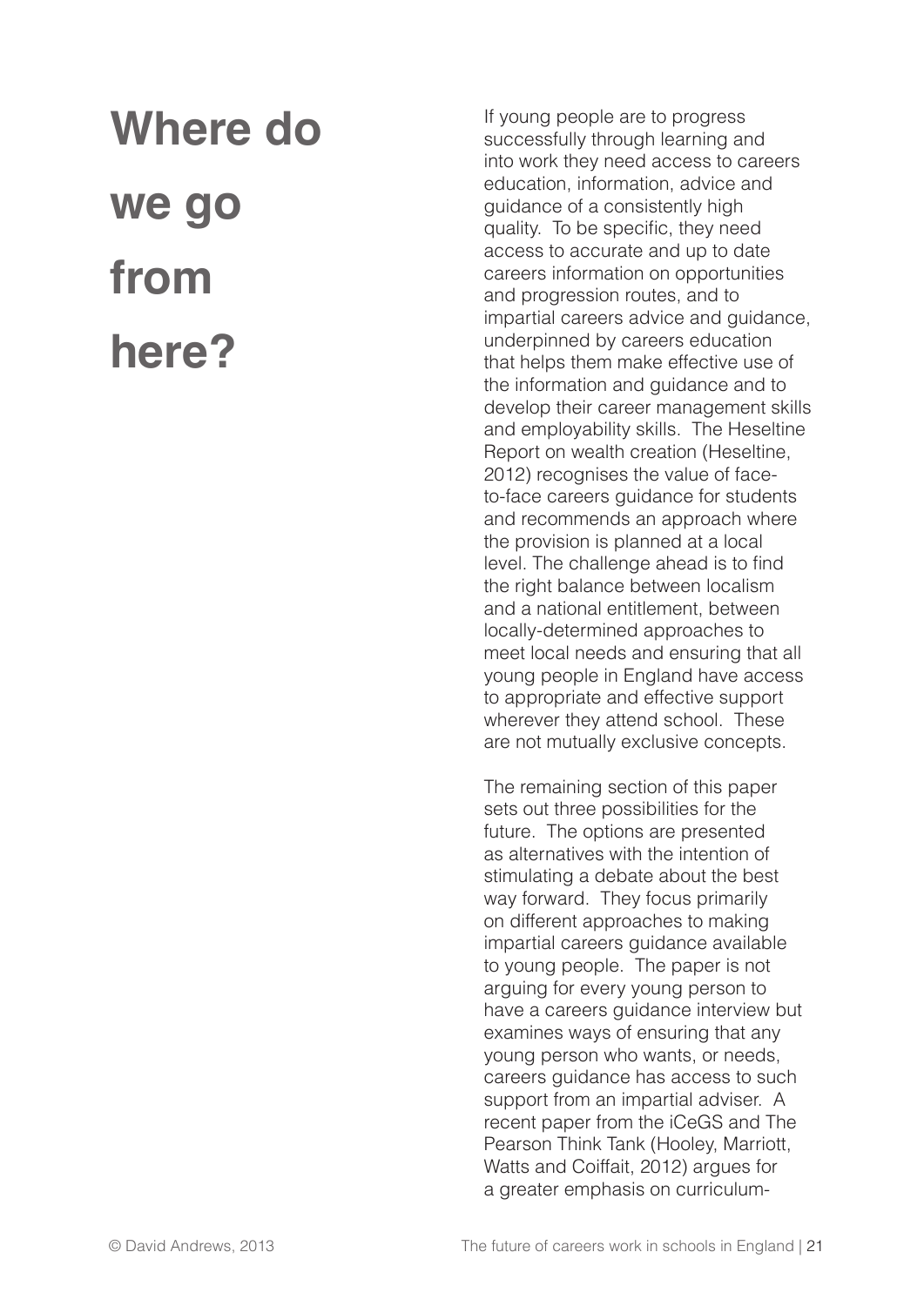# Where do we go from here?

If young people are to progress successfully through learning and into work they need access to careers education, information, advice and guidance of a consistently high quality. To be specific, they need access to accurate and up to date careers information on opportunities and progression routes, and to impartial careers advice and guidance, underpinned by careers education that helps them make effective use of the information and guidance and to develop their career management skills and employability skills. The Heseltine Report on wealth creation (Heseltine, 2012) recognises the value of face-to-face careers guidance for students and recommends an approach where the provision is planned at a local level. The challenge ahead is to find the right balance between localism and a national entitlement, between locally-determined approaches to meet local needs and ensuring that all young people in England have access to appropriate and effective support wherever they attend school. These are not mutually exclusive concepts.

The remaining section of this paper sets out three possibilities for the future. The options are presented as alternatives with the intention of stimulating a debate about the best way forward. They focus primarily on different approaches to making impartial careers guidance available to young people. The paper is not arguing for every young person to have a careers guidance interview but examines ways of ensuring that any young person who wants, or needs, careers guidance has access to such support from an impartial adviser. A recent paper from the iCeGS and The Pearson Think Tank (Hooley, Marriott, Watts and Coiffait, 2012) argues for a greater emphasis on curriculum-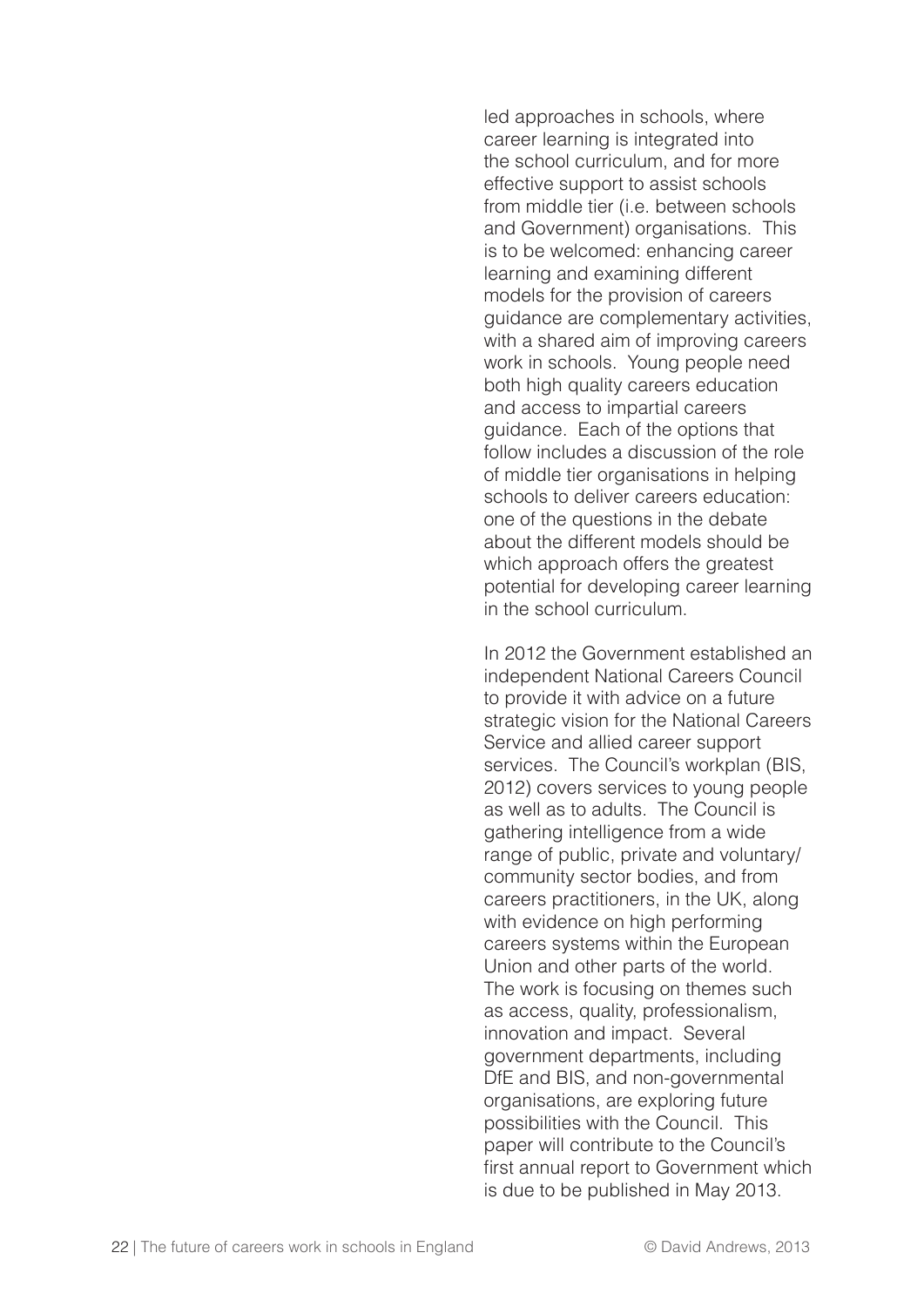led approaches in schools, where career learning is integrated into the school curriculum, and for more effective support to assist schools from middle tier (i.e. between schools and Government) organisations. This is to be welcomed: enhancing career learning and examining different models for the provision of careers guidance are complementary activities, with a shared aim of improving careers work in schools. Young people need both high quality careers education and access to impartial careers guidance. Each of the options that follow includes a discussion of the role of middle tier organisations in helping schools to deliver careers education: one of the questions in the debate about the different models should be which approach offers the greatest potential for developing career learning in the school curriculum.

In 2012 the Government established an independent National Careers Council to provide it with advice on a future strategic vision for the National Careers Service and allied career support services. The Council's workplan (BIS, 2012) covers services to young people as well as to adults. The Council is gathering intelligence from a wide range of public, private and voluntary/community sector bodies, and from careers practitioners, in the UK, along with evidence on high performing careers systems within the European Union and other parts of the world. The work is focusing on themes such as access, quality, professionalism, innovation and impact. Several government departments, including DfE and BIS, and non-governmental organisations, are exploring future possibilities with the Council. This paper will contribute to the Council's first annual report to Government which is due to be published in May 2013.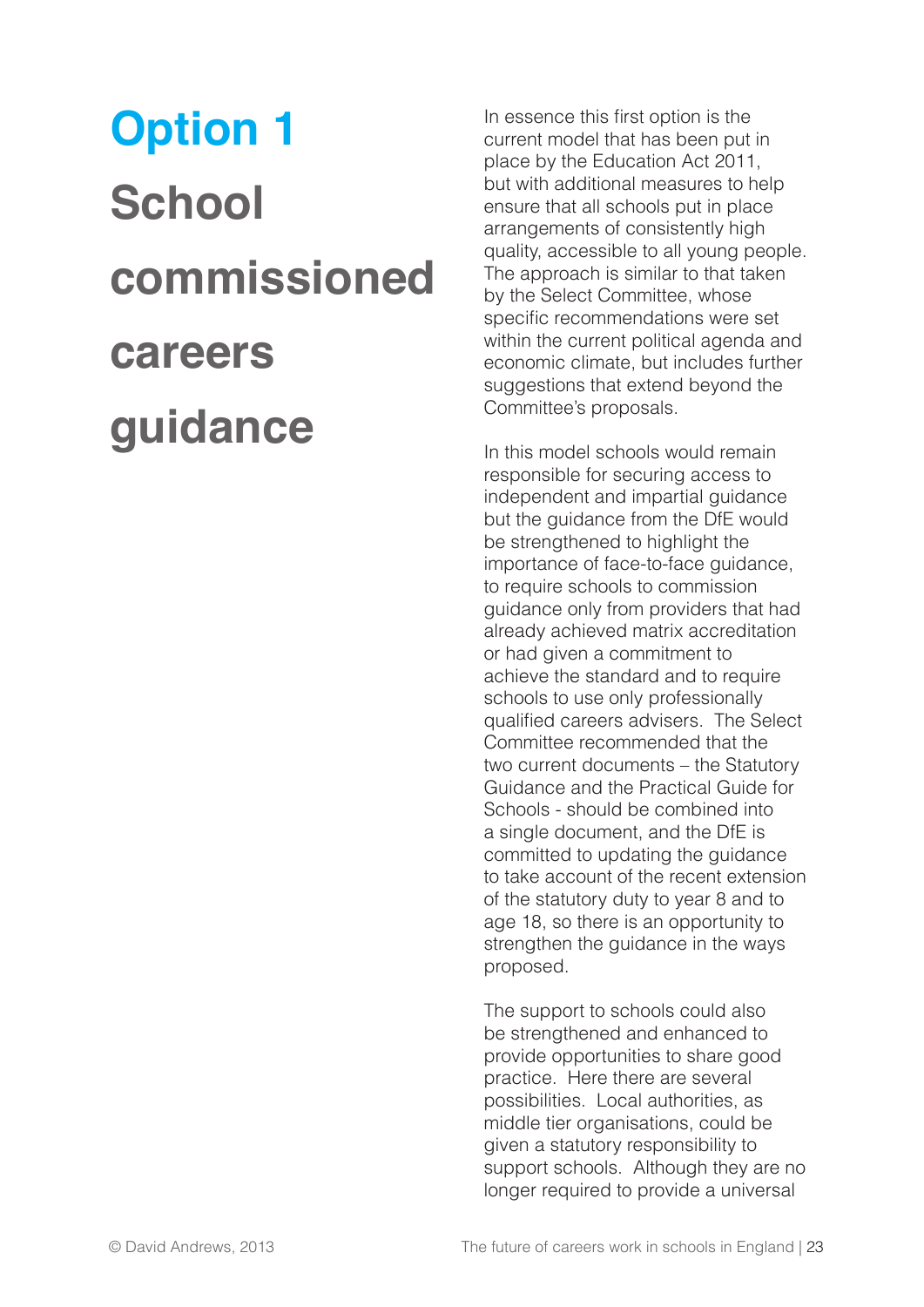# Option 1

## School commissioned careers guidance

In essence this first option is the current model that has been put in place by the Education Act 2011, but with additional measures to help ensure that all schools put in place arrangements of consistently high quality, accessible to all young people. The approach is similar to that taken by the Select Committee, whose specific recommendations were set within the current political agenda and economic climate, but includes further suggestions that extend beyond the Committee's proposals.

In this model schools would remain responsible for securing access to independent and impartial guidance but the guidance from the DfE would be strengthened to highlight the importance of face-to-face guidance, to require schools to commission guidance only from providers that had already achieved matrix accreditation or had given a commitment to achieve the standard and to require schools to use only professionally qualified careers advisers. The Select Committee recommended that the two current documents – the Statutory Guidance and the Practical Guide for Schools - should be combined into a single document, and the DfE is committed to updating the guidance to take account of the recent extension of the statutory duty to year 8 and to age 18, so there is an opportunity to strengthen the guidance in the ways proposed.

The support to schools could also be strengthened and enhanced to provide opportunities to share good practice. Here there are several possibilities. Local authorities, as middle tier organisations, could be given a statutory responsibility to support schools. Although they are no longer required to provide a universal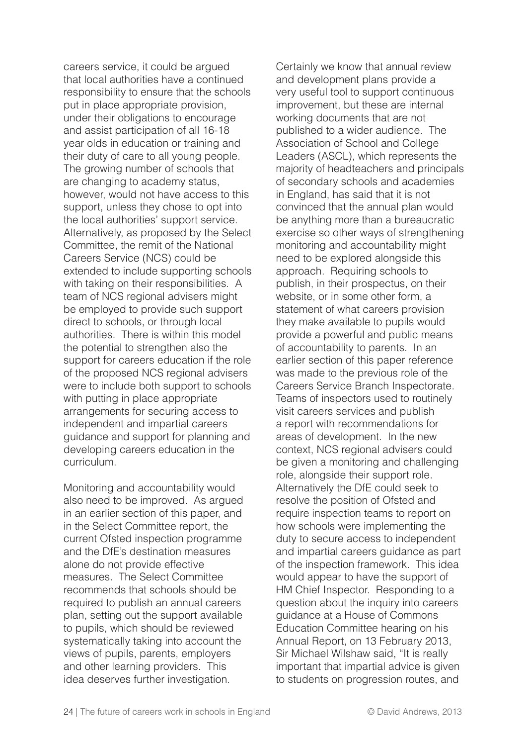careers service, it could be argued that local authorities have a continued responsibility to ensure that the schools put in place appropriate provision, under their obligations to encourage and assist participation of all 16-18 year olds in education or training and their duty of care to all young people. The growing number of schools that are changing to academy status, however, would not have access to this support, unless they chose to opt into the local authorities' support service. Alternatively, as proposed by the Select Committee, the remit of the National Careers Service (NCS) could be extended to include supporting schools with taking on their responsibilities. A team of NCS regional advisers might be employed to provide such support direct to schools, or through local authorities. There is within this model the potential to strengthen also the support for careers education if the role of the proposed NCS regional advisers were to include both support to schools with putting in place appropriate arrangements for securing access to independent and impartial careers guidance and support for planning and developing careers education in the curriculum.

Monitoring and accountability would also need to be improved. As argued in an earlier section of this paper, and in the Select Committee report, the current Ofsted inspection programme and the DfE's destination measures alone do not provide effective measures. The Select Committee recommends that schools should be required to publish an annual careers plan, setting out the support available to pupils, which should be reviewed systematically taking into account the views of pupils, parents, employers and other learning providers. This idea deserves further investigation. Certainly we know that annual review and development plans provide a very useful tool to support continuous improvement, but these are internal working documents that are not published to a wider audience. The Association of School and College Leaders (ASCL), which represents the majority of headteachers and principals of secondary schools and academies in England, has said that it is not convinced that the annual plan would be anything more than a bureaucratic exercise so other ways of strengthening monitoring and accountability might need to be explored alongside this approach. Requiring schools to publish, in their prospectus, on their website, or in some other form, a statement of what careers provision they make available to pupils would provide a powerful and public means of accountability to parents. In an earlier section of this paper reference was made to the previous role of the Careers Service Branch Inspectorate. Teams of inspectors used to routinely visit careers services and publish a report with recommendations for areas of development. In the new context, NCS regional advisers could be given a monitoring and challenging role, alongside their support role. Alternatively the DfE could seek to resolve the position of Ofsted and require inspection teams to report on how schools were implementing the duty to secure access to independent and impartial careers guidance as part of the inspection framework. This idea would appear to have the support of HM Chief Inspector. Responding to a question about the inquiry into careers guidance at a House of Commons Education Committee hearing on his Annual Report, on 13 February 2013, Sir Michael Wilshaw said, "It is really important that impartial advice is given to students on progression routes, and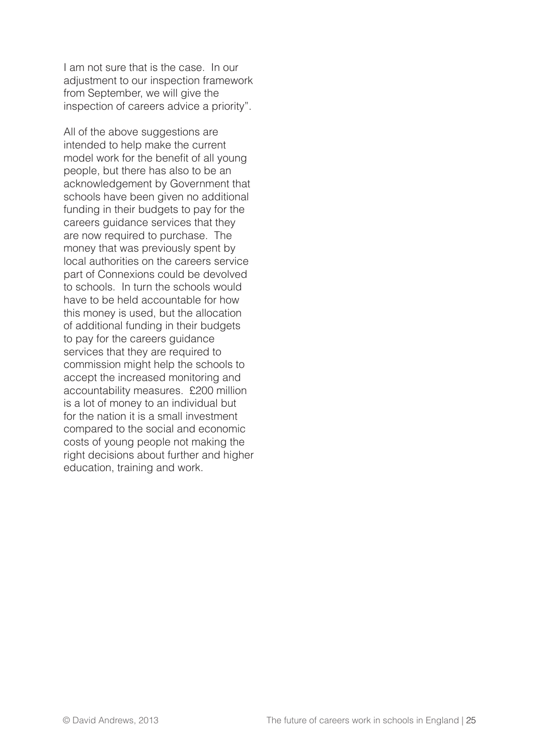I am not sure that is the case. In our adjustment to our inspection framework from September, we will give the inspection of careers advice a priority".

All of the above suggestions are intended to help make the current model work for the benefit of all young people, but there has also to be an acknowledgement by Government that schools have been given no additional funding in their budgets to pay for the careers guidance services that they are now required to purchase. The money that was previously spent by local authorities on the careers service part of Connexions could be devolved to schools. In turn the schools would have to be held accountable for how this money is used, but the allocation of additional funding in their budgets to pay for the careers guidance services that they are required to commission might help the schools to accept the increased monitoring and accountability measures. £200 million is a lot of money to an individual but for the nation it is a small investment compared to the social and economic costs of young people not making the right decisions about further and higher education, training and work.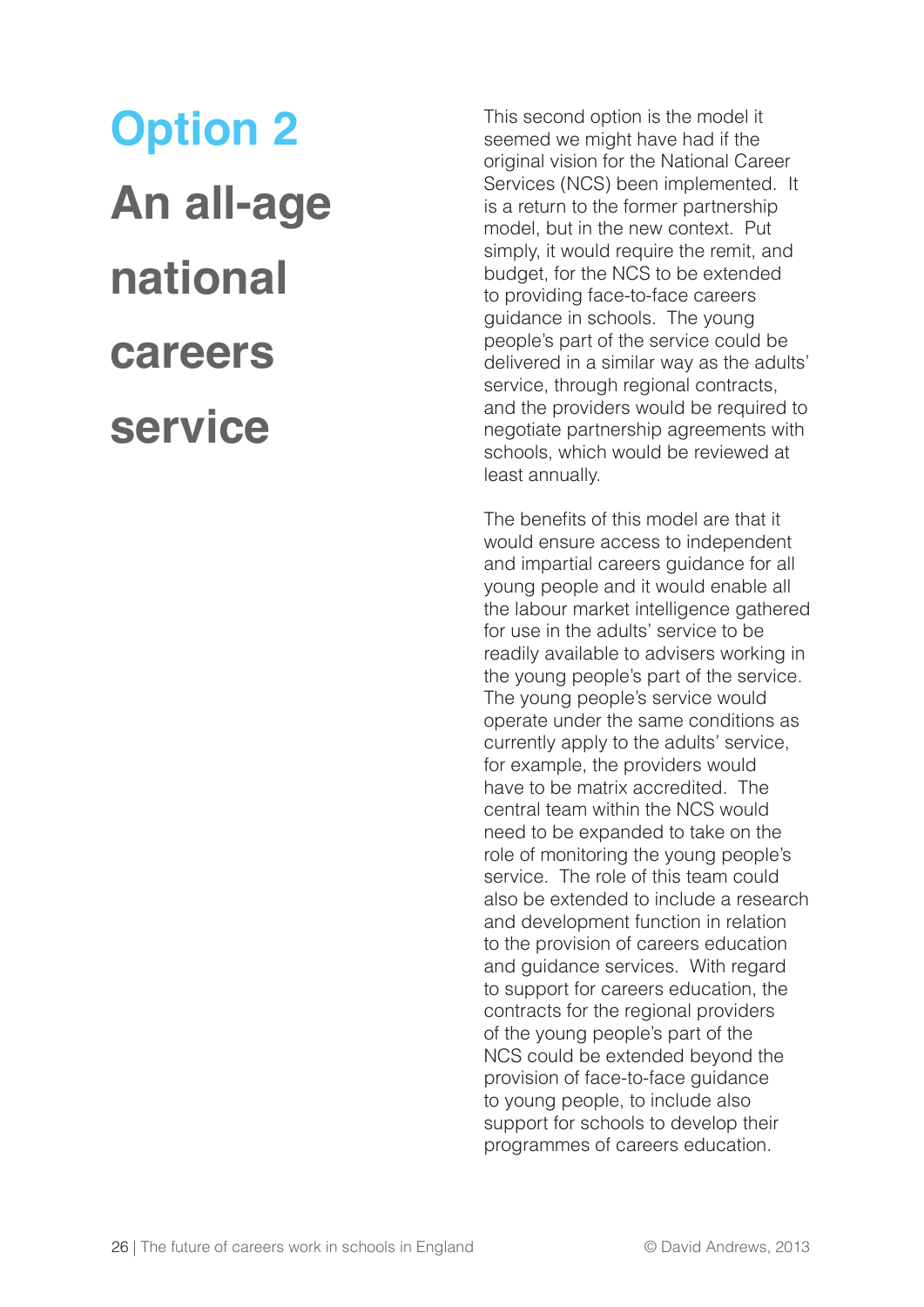## Option 2

# An all-age national careers service

This second option is the model it seemed we might have had if the original vision for the National Career Services (NCS) been implemented. It is a return to the former partnership model, but in the new context. Put simply, it would require the remit, and budget, for the NCS to be extended to providing face-to-face careers guidance in schools. The young people's part of the service could be delivered in a similar way as the adults' service, through regional contracts, and the providers would be required to negotiate partnership agreements with schools, which would be reviewed at least annually.

The benefits of this model are that it would ensure access to independent and impartial careers guidance for all young people and it would enable all the labour market intelligence gathered for use in the adults' service to be readily available to advisers working in the young people's part of the service. The young people's service would operate under the same conditions as currently apply to the adults' service, for example, the providers would have to be matrix accredited. The central team within the NCS would need to be expanded to take on the role of monitoring the young people's service. The role of this team could also be extended to include a research and development function in relation to the provision of careers education and guidance services. With regard to support for careers education, the contracts for the regional providers of the young people's part of the NCS could be extended beyond the provision of face-to-face guidance to young people, to include also support for schools to develop their programmes of careers education.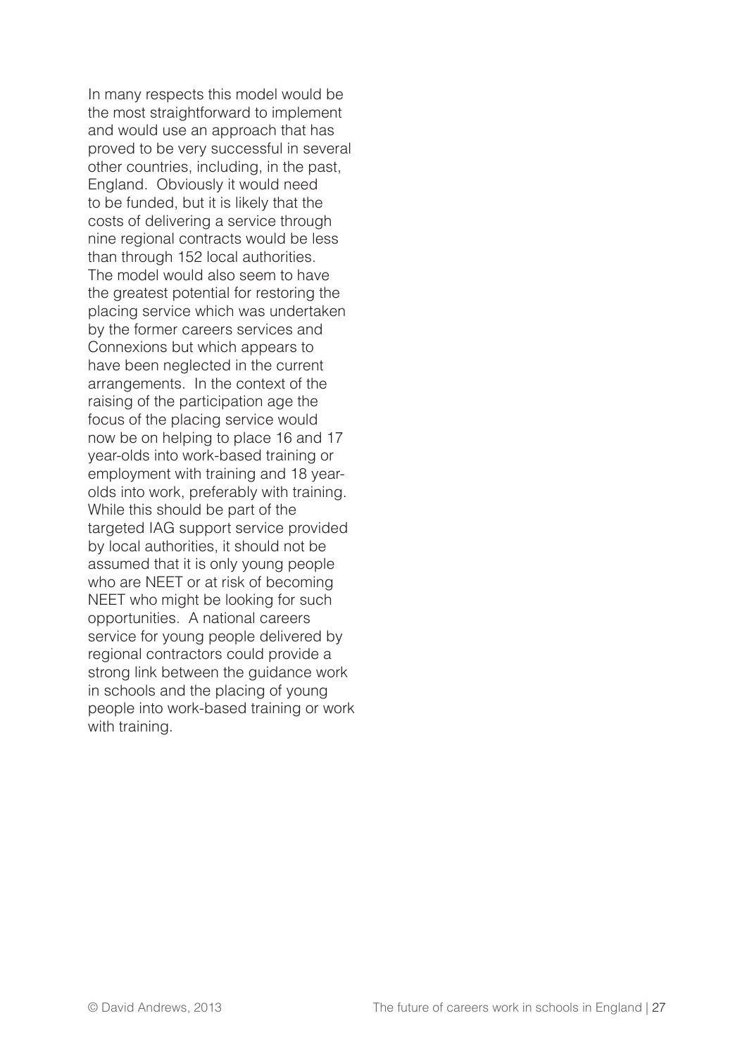In many respects this model would be the most straightforward to implement and would use an approach that has proved to be very successful in several other countries, including, in the past, England. Obviously it would need to be funded, but it is likely that the costs of delivering a service through nine regional contracts would be less than through 152 local authorities. The model would also seem to have the greatest potential for restoring the placing service which was undertaken by the former careers services and Connexions but which appears to have been neglected in the current arrangements. In the context of the raising of the participation age the focus of the placing service would now be on helping to place 16 and 17 year-olds into work-based training or employment with training and 18 year-olds into work, preferably with training. While this should be part of the targeted IAG support service provided by local authorities, it should not be assumed that it is only young people who are NEET or at risk of becoming NEET who might be looking for such opportunities. A national careers service for young people delivered by regional contractors could provide a strong link between the guidance work in schools and the placing of young people into work-based training or work with training.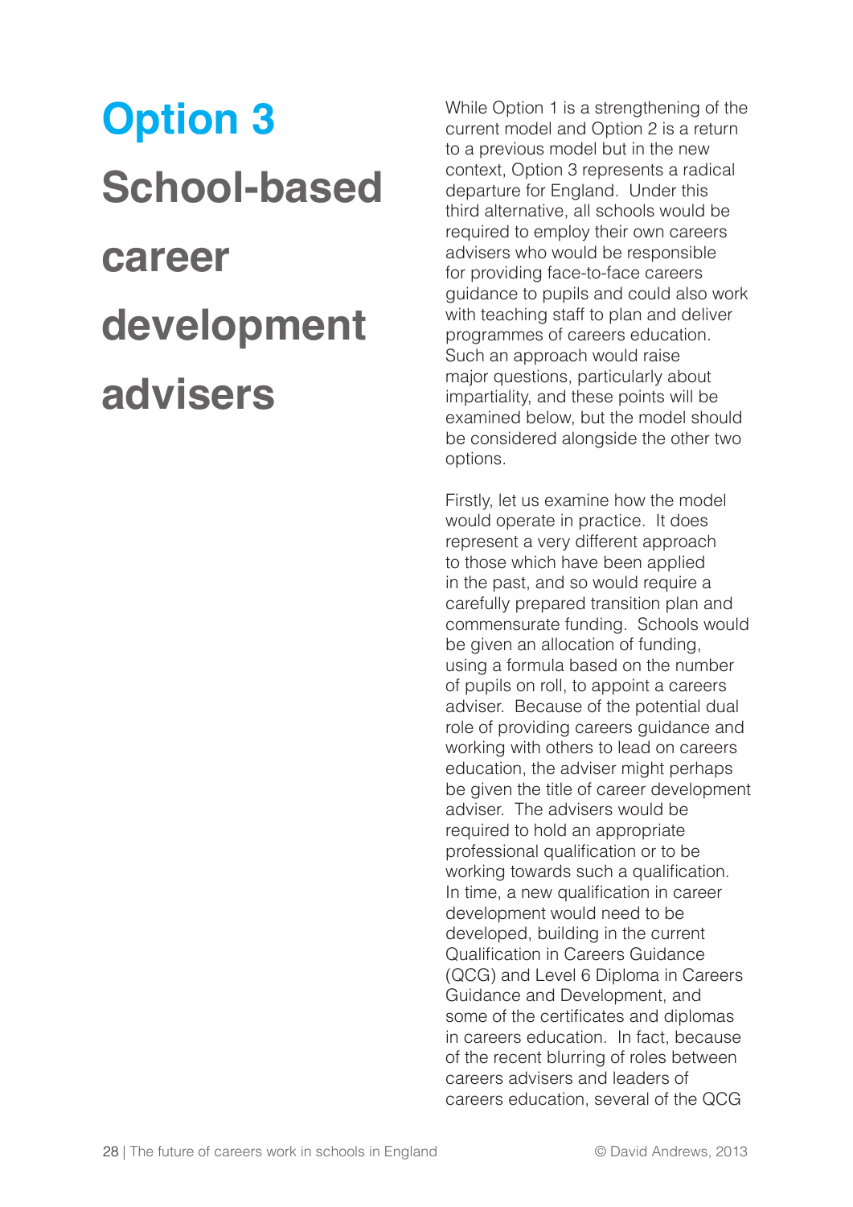# Option 3

## School-based career development advisers

While Option 1 is a strengthening of the current model and Option 2 is a return to a previous model but in the new context, Option 3 represents a radical departure for England. Under this third alternative, all schools would be required to employ their own careers advisers who would be responsible for providing face-to-face careers guidance to pupils and could also work with teaching staff to plan and deliver programmes of careers education. Such an approach would raise major questions, particularly about impartiality, and these points will be examined below, but the model should be considered alongside the other two options.

Firstly, let us examine how the model would operate in practice. It does represent a very different approach to those which have been applied in the past, and so would require a carefully prepared transition plan and commensurate funding. Schools would be given an allocation of funding, using a formula based on the number of pupils on roll, to appoint a careers adviser. Because of the potential dual role of providing careers guidance and working with others to lead on careers education, the adviser might perhaps be given the title of career development adviser. The advisers would be required to hold an appropriate professional qualification or to be working towards such a qualification. In time, a new qualification in career development would need to be developed, building in the current Qualification in Careers Guidance (QCG) and Level 6 Diploma in Careers Guidance and Development, and some of the certificates and diplomas in careers education. In fact, because of the recent blurring of roles between careers advisers and leaders of careers education, several of the QCG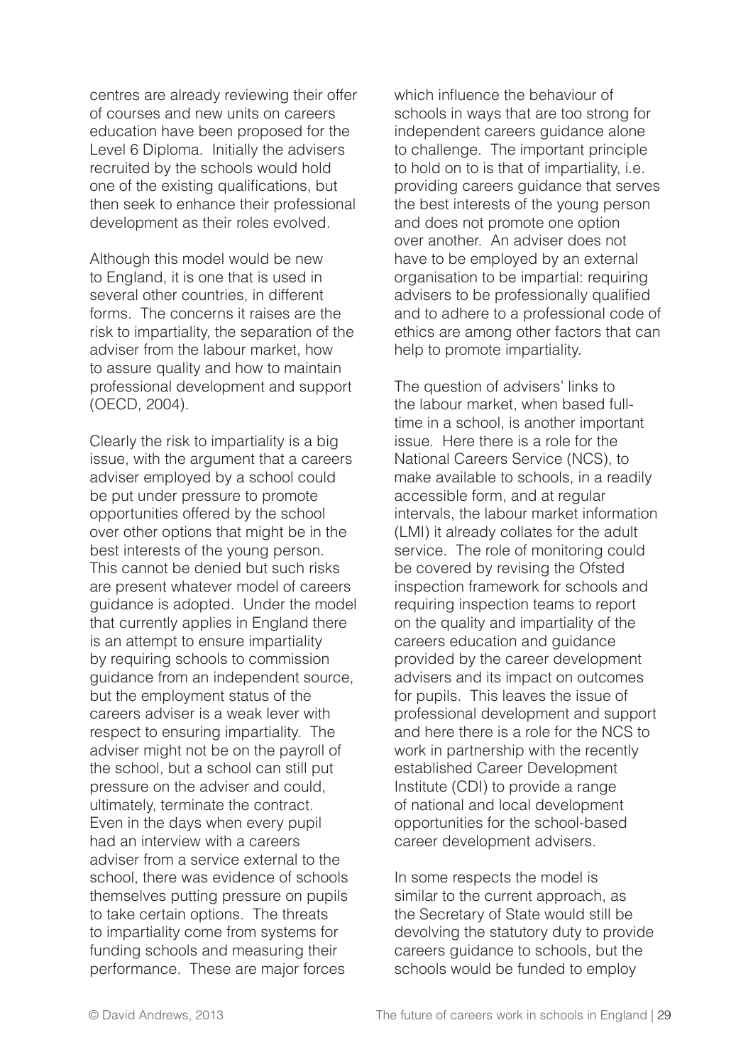centres are already reviewing their offer of courses and new units on careers education have been proposed for the Level 6 Diploma. Initially the advisers recruited by the schools would hold one of the existing qualifications, but then seek to enhance their professional development as their roles evolved.

Although this model would be new to England, it is one that is used in several other countries, in different forms. The concerns it raises are the risk to impartiality, the separation of the adviser from the labour market, how to assure quality and how to maintain professional development and support (OECD, 2004).

Clearly the risk to impartiality is a big issue, with the argument that a careers adviser employed by a school could be put under pressure to promote opportunities offered by the school over other options that might be in the best interests of the young person. This cannot be denied but such risks are present whatever model of careers guidance is adopted. Under the model that currently applies in England there is an attempt to ensure impartiality by requiring schools to commission guidance from an independent source, but the employment status of the careers adviser is a weak lever with respect to ensuring impartiality. The adviser might not be on the payroll of the school, but a school can still put pressure on the adviser and could, ultimately, terminate the contract. Even in the days when every pupil had an interview with a careers adviser from a service external to the school, there was evidence of schools themselves putting pressure on pupils to take certain options. The threats to impartiality come from systems for funding schools and measuring their performance. These are major forces which influence the behaviour of schools in ways that are too strong for independent careers guidance alone to challenge. The important principle to hold on to is that of impartiality, i.e. providing careers guidance that serves the best interests of the young person and does not promote one option over another. An adviser does not have to be employed by an external organisation to be impartial: requiring advisers to be professionally qualified and to adhere to a professional code of ethics are among other factors that can help to promote impartiality.

The question of advisers' links to the labour market, when based full-time in a school, is another important issue. Here there is a role for the National Careers Service (NCS), to make available to schools, in a readily accessible form, and at regular intervals, the labour market information (LMI) it already collates for the adult service. The role of monitoring could be covered by revising the Ofsted inspection framework for schools and requiring inspection teams to report on the quality and impartiality of the careers education and guidance provided by the career development advisers and its impact on outcomes for pupils. This leaves the issue of professional development and support and here there is a role for the NCS to work in partnership with the recently established Career Development Institute (CDI) to provide a range of national and local development opportunities for the school-based career development advisers.

In some respects the model is similar to the current approach, as the Secretary of State would still be devolving the statutory duty to provide careers guidance to schools, but the schools would be funded to employ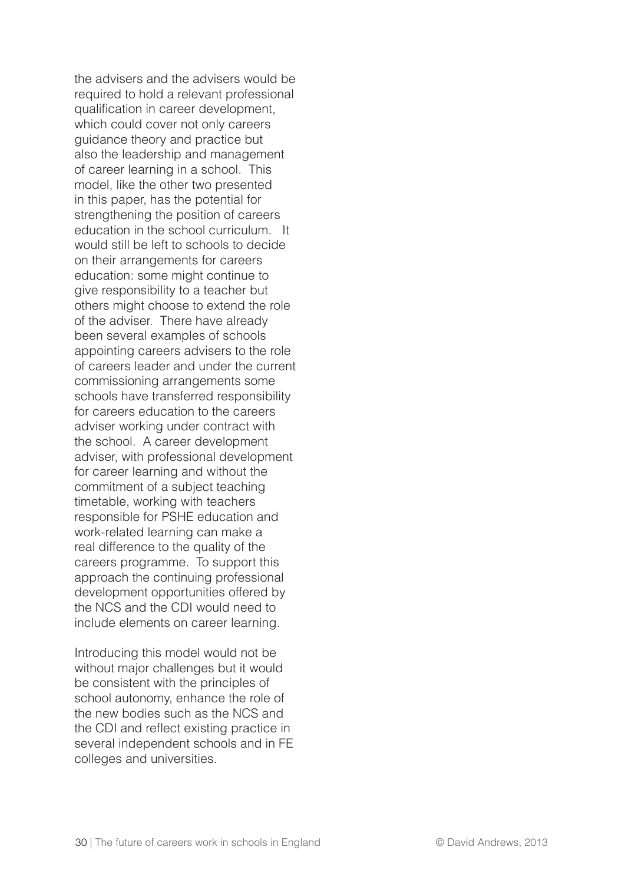the advisers and the advisers would be required to hold a relevant professional qualification in career development, which could cover not only careers guidance theory and practice but also the leadership and management of career learning in a school. This model, like the other two presented in this paper, has the potential for strengthening the position of careers education in the school curriculum. It would still be left to schools to decide on their arrangements for careers education: some might continue to give responsibility to a teacher but others might choose to extend the role of the adviser. There have already been several examples of schools appointing careers advisers to the role of careers leader and under the current commissioning arrangements some schools have transferred responsibility for careers education to the careers adviser working under contract with the school. A career development adviser, with professional development for career learning and without the commitment of a subject teaching timetable, working with teachers responsible for PSHE education and work-related learning can make a real difference to the quality of the careers programme. To support this approach the continuing professional development opportunities offered by the NCS and the CDI would need to include elements on career learning.

Introducing this model would not be without major challenges but it would be consistent with the principles of school autonomy, enhance the role of the new bodies such as the NCS and the CDI and reflect existing practice in several independent schools and in FE colleges and universities.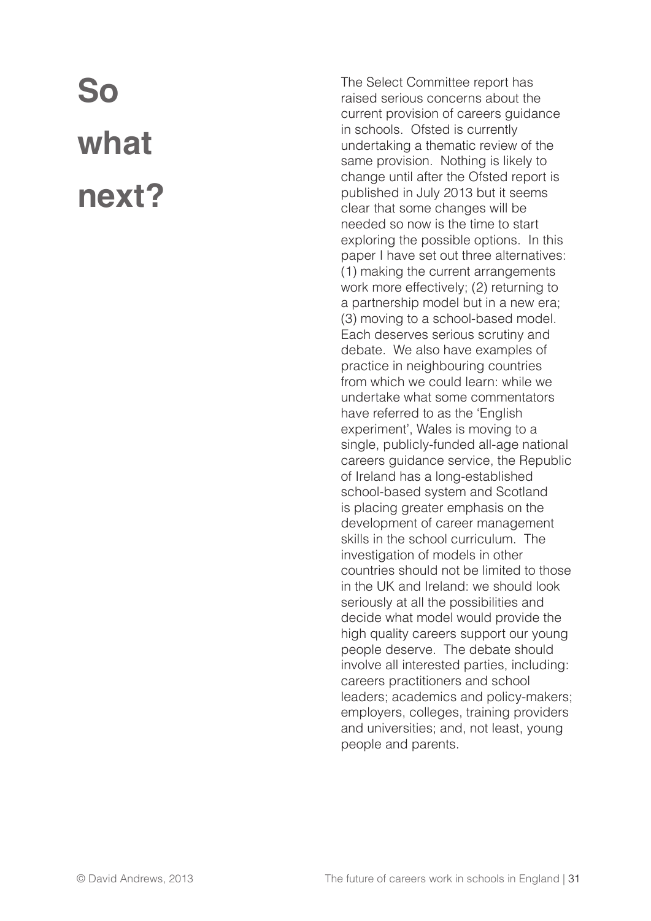# So what next?

The Select Committee report has raised serious concerns about the current provision of careers guidance in schools. Ofsted is currently undertaking a thematic review of the same provision. Nothing is likely to change until after the Ofsted report is published in July 2013 but it seems clear that some changes will be needed so now is the time to start exploring the possible options. In this paper I have set out three alternatives: (1) making the current arrangements work more effectively; (2) returning to a partnership model but in a new era; (3) moving to a school-based model. Each deserves serious scrutiny and debate. We also have examples of practice in neighbouring countries from which we could learn: while we undertake what some commentators have referred to as the 'English experiment', Wales is moving to a single, publicly-funded all-age national careers guidance service, the Republic of Ireland has a long-established school-based system and Scotland is placing greater emphasis on the development of career management skills in the school curriculum. The investigation of models in other countries should not be limited to those in the UK and Ireland: we should look seriously at all the possibilities and decide what model would provide the high quality careers support our young people deserve. The debate should involve all interested parties, including: careers practitioners and school leaders; academics and policy-makers; employers, colleges, training providers and universities; and, not least, young people and parents.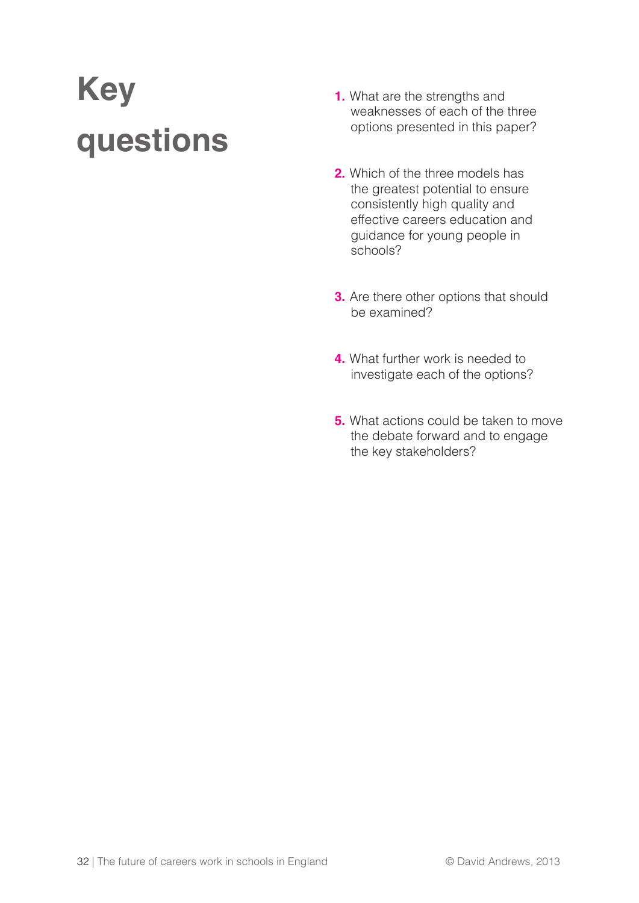# Key questions

1. What are the strengths and weaknesses of each of the three options presented in this paper?

2. Which of the three models has the greatest potential to ensure consistently high quality and effective careers education and guidance for young people in schools?

3. Are there other options that should be examined?

4. What further work is needed to investigate each of the options?

5. What actions could be taken to move the debate forward and to engage the key stakeholders?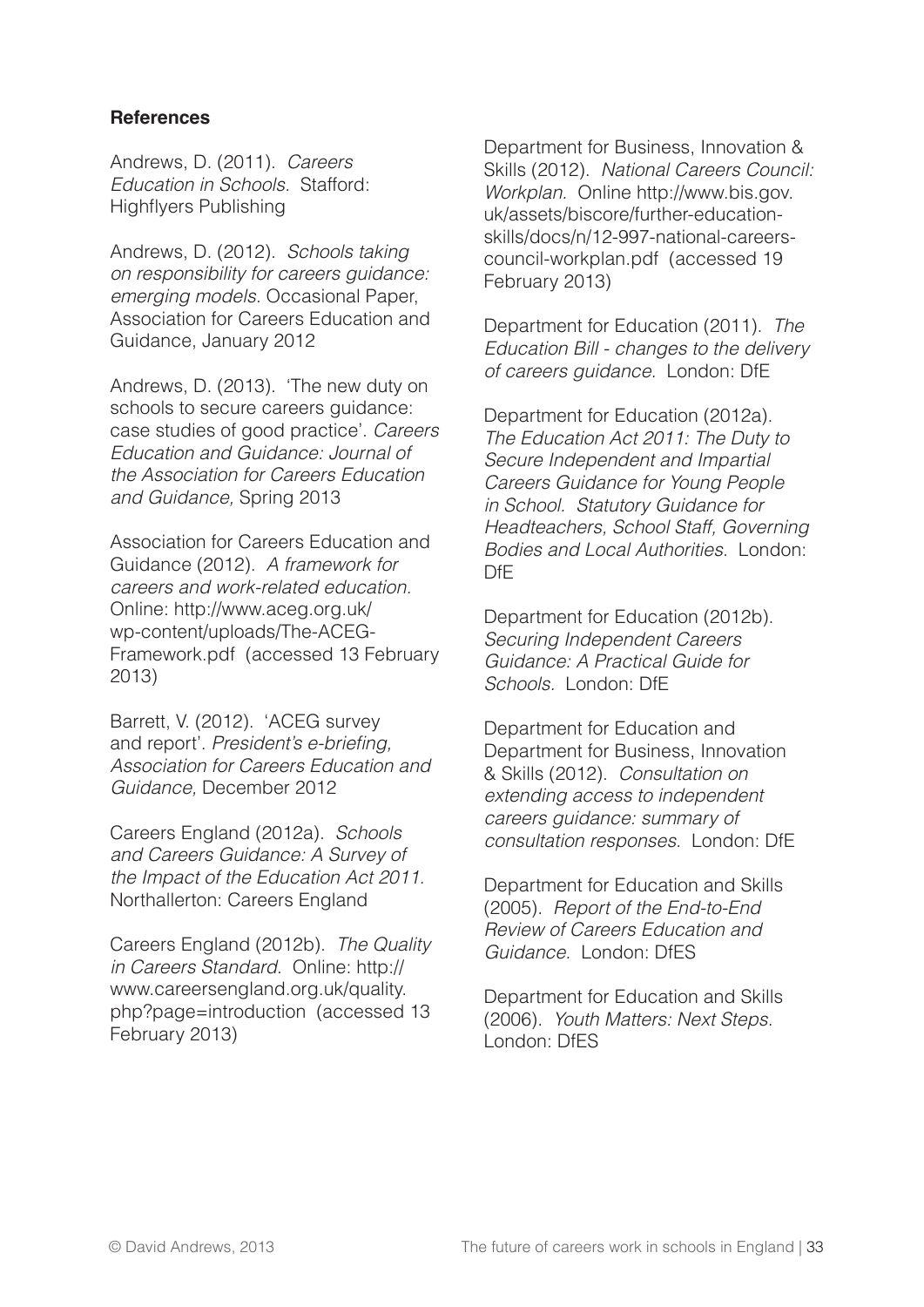**References**

Andrews, D. (2011). *Careers Education in Schools*. Stafford: Highflyers Publishing

Andrews, D. (2012). *Schools taking on responsibility for careers guidance: emerging models*. Occasional Paper, Association for Careers Education and Guidance, January 2012

Andrews, D. (2013). 'The new duty on schools to secure careers guidance: case studies of good practice'. *Careers Education and Guidance: Journal of the Association for Careers Education and Guidance,* Spring 2013

Association for Careers Education and Guidance (2012). *A framework for careers and work-related education.* Online: http://www.aceg.org.uk/wp-content/uploads/The-ACEG-Framework.pdf (accessed 13 February 2013)

Barrett, V. (2012). 'ACEG survey and report'. *President's e-briefing, Association for Careers Education and Guidance,* December 2012

Careers England (2012a). *Schools and Careers Guidance: A Survey of the Impact of the Education Act 2011.* Northallerton: Careers England

Careers England (2012b). *The Quality in Careers Standard*. Online: http://www.careersengland.org.uk/quality.php?page=introduction (accessed 13 February 2013)

Department for Business, Innovation & Skills (2012). *National Careers Council: Workplan.* Online http://www.bis.gov.uk/assets/biscore/further-education-skills/docs/n/12-997-national-careers-council-workplan.pdf (accessed 19 February 2013)

Department for Education (2011). *The Education Bill - changes to the delivery of careers guidance.* London: DfE

Department for Education (2012a). *The Education Act 2011: The Duty to Secure Independent and Impartial Careers Guidance for Young People in School. Statutory Guidance for Headteachers, School Staff, Governing Bodies and Local Authorities*. London: DfE

Department for Education (2012b). *Securing Independent Careers Guidance: A Practical Guide for Schools.* London: DfE

Department for Education and Department for Business, Innovation & Skills (2012). *Consultation on extending access to independent careers guidance: summary of consultation responses*. London: DfE

Department for Education and Skills (2005). *Report of the End-to-End Review of Careers Education and Guidance.* London: DfES

Department for Education and Skills (2006). *Youth Matters: Next Steps.* London: DfES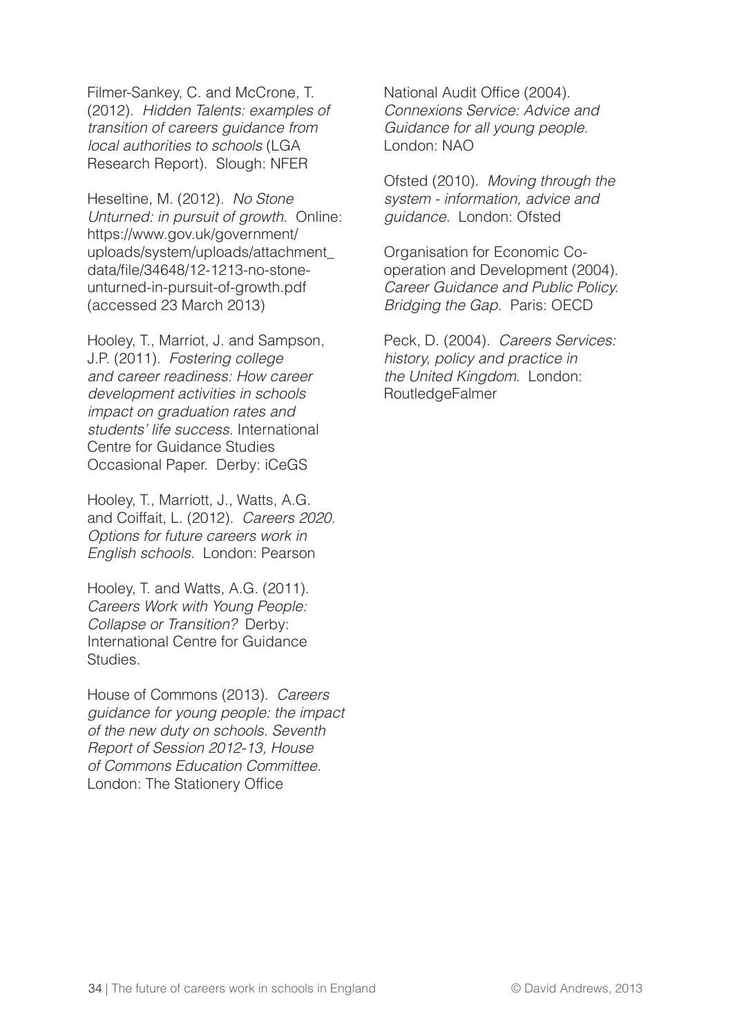Filmer-Sankey, C. and McCrone, T. (2012). *Hidden Talents: examples of transition of careers guidance from local authorities to schools* (LGA Research Report). Slough: NFER

Heseltine, M. (2012). *No Stone Unturned: in pursuit of growth*. Online: https://www.gov.uk/government/uploads/system/uploads/attachment_data/file/34648/12-1213-no-stone-unturned-in-pursuit-of-growth.pdf (accessed 23 March 2013)

Hooley, T., Marriot, J. and Sampson, J.P. (2011). *Fostering college and career readiness: How career development activities in schools impact on graduation rates and students' life success*. International Centre for Guidance Studies Occasional Paper. Derby: iCeGS

Hooley, T., Marriott, J., Watts, A.G. and Coiffait, L. (2012). *Careers 2020. Options for future careers work in English schools*. London: Pearson

Hooley, T. and Watts, A.G. (2011). *Careers Work with Young People: Collapse or Transition?* Derby: International Centre for Guidance Studies.

House of Commons (2013). *Careers guidance for young people: the impact of the new duty on schools. Seventh Report of Session 2012-13, House of Commons Education Committee.* London: The Stationery Office

National Audit Office (2004). *Connexions Service: Advice and Guidance for all young people.* London: NAO

Ofsted (2010). *Moving through the system - information, advice and guidance.* London: Ofsted

Organisation for Economic Co-operation and Development (2004). *Career Guidance and Public Policy. Bridging the Gap*. Paris: OECD

Peck, D. (2004). *Careers Services: history, policy and practice in the United Kingdom*. London: RoutledgeFalmer